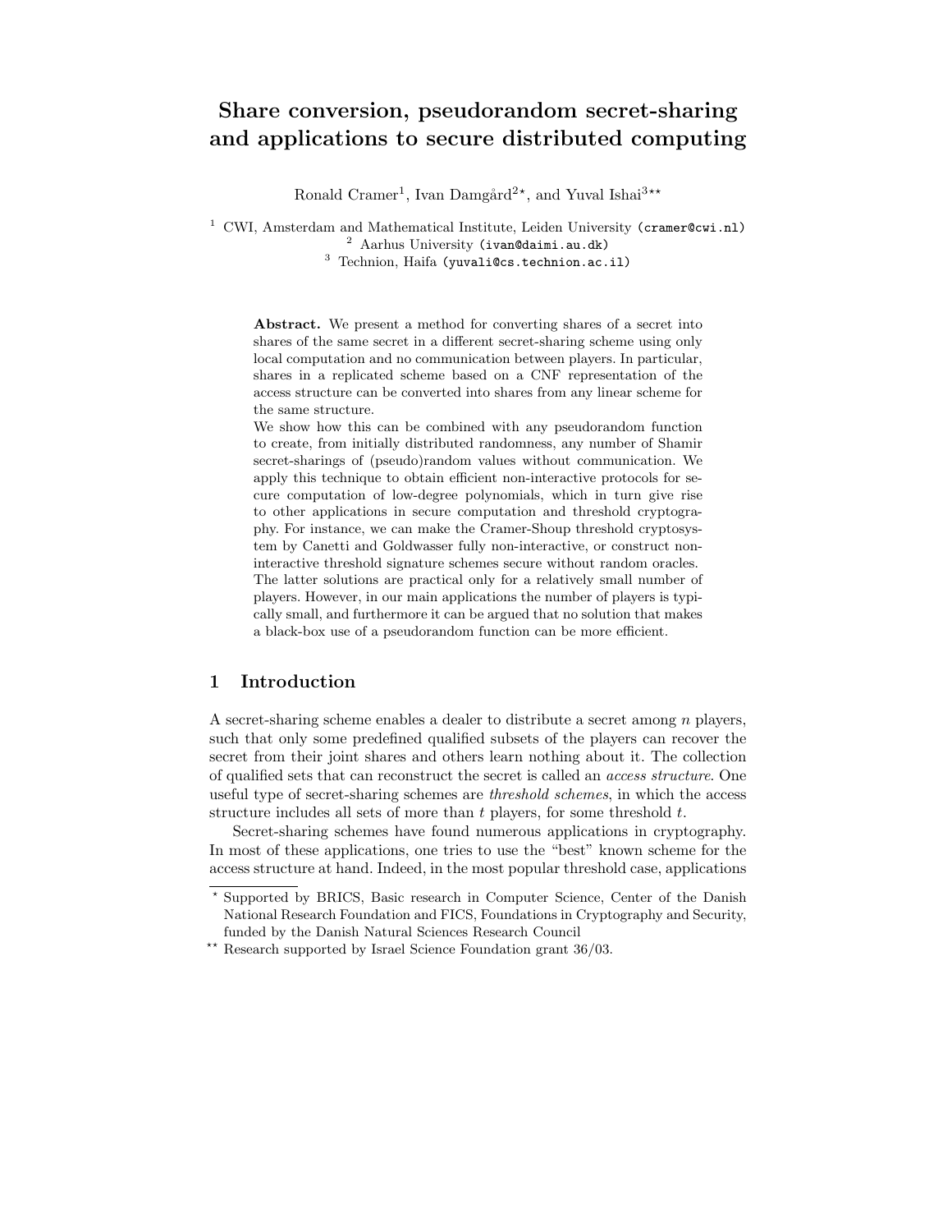# Share conversion, pseudorandom secret-sharing and applications to secure distributed computing

Ronald Cramer[1], Ivan Damgård[2⋆], and Yuval Ishai[3⋆⋆]

[1] CWI, Amsterdam and Mathematical Institute, Leiden University (cramer@cwi.nl)
[2] Aarhus University (ivan@daimi.au.dk)
[3] Technion, Haifa (yuvali@cs.technion.ac.il)

**Abstract.** We present a method for converting shares of a secret into shares of the same secret in a different secret-sharing scheme using only local computation and no communication between players. In particular, shares in a replicated scheme based on a CNF representation of the access structure can be converted into shares from any linear scheme for the same structure.

We show how this can be combined with any pseudorandom function to create, from initially distributed randomness, any number of Shamir secret-sharings of (pseudo)random values without communication. We apply this technique to obtain efficient non-interactive protocols for secure computation of low-degree polynomials, which in turn give rise to other applications in secure computation and threshold cryptography. For instance, we can make the Cramer-Shoup threshold cryptosystem by Canetti and Goldwasser fully non-interactive, or construct non-interactive threshold signature schemes secure without random oracles. The latter solutions are practical only for a relatively small number of players. However, in our main applications the number of players is typically small, and furthermore it can be argued that no solution that makes a black-box use of a pseudorandom function can be more efficient.

## 1 Introduction

A secret-sharing scheme enables a dealer to distribute a secret among $n$ players, such that only some predefined qualified subsets of the players can recover the secret from their joint shares and others learn nothing about it. The collection of qualified sets that can reconstruct the secret is called an *access structure*. One useful type of secret-sharing schemes are *threshold schemes*, in which the access structure includes all sets of more than $t$ players, for some threshold $t$.

Secret-sharing schemes have found numerous applications in cryptography. In most of these applications, one tries to use the "best" known scheme for the access structure at hand. Indeed, in the most popular threshold case, applications

⋆ Supported by BRICS, Basic research in Computer Science, Center of the Danish National Research Foundation and FICS, Foundations in Cryptography and Security, funded by the Danish Natural Sciences Research Council

⋆⋆ Research supported by Israel Science Foundation grant 36/03.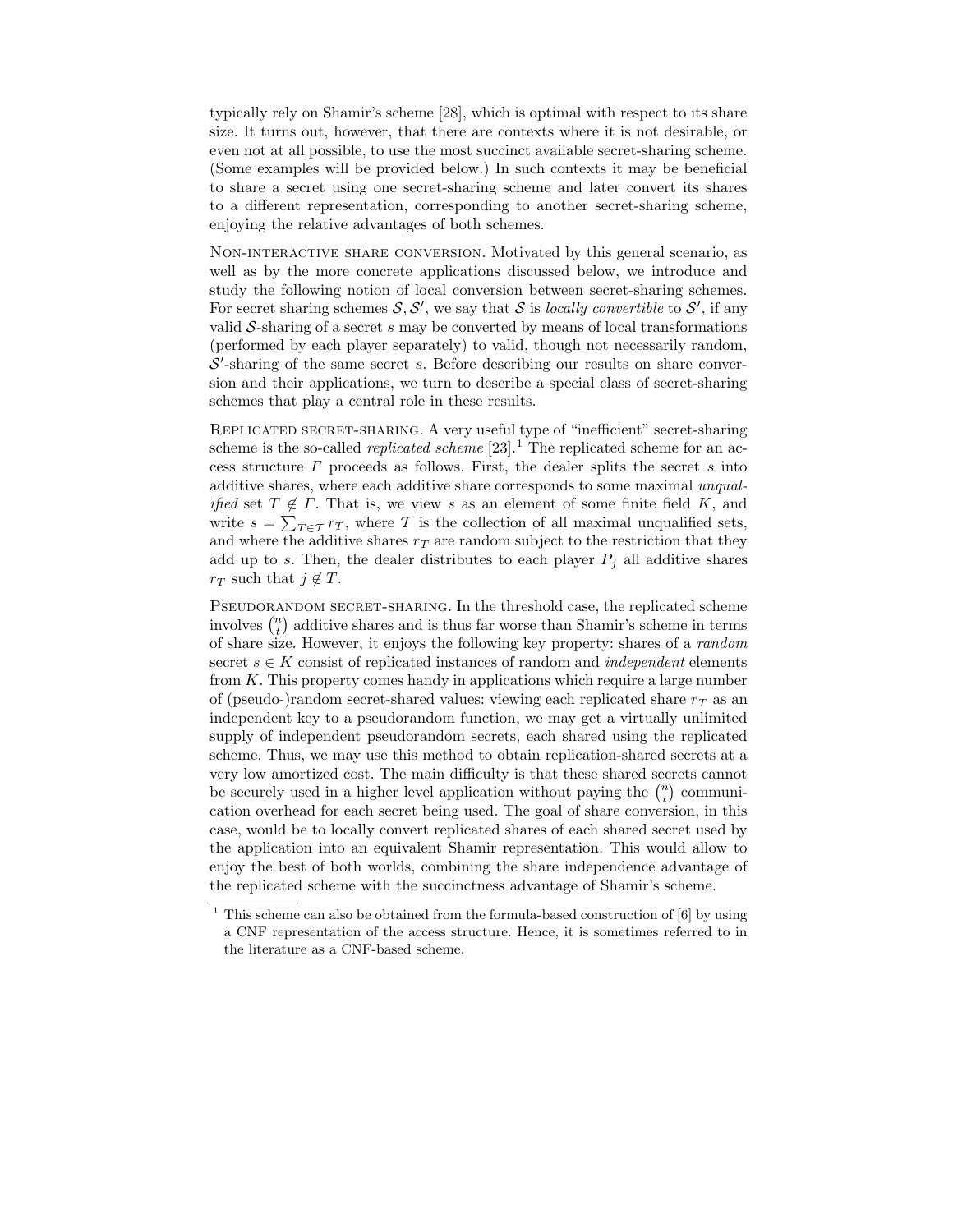typically rely on Shamir's scheme [28], which is optimal with respect to its share size. It turns out, however, that there are contexts where it is not desirable, or even not at all possible, to use the most succinct available secret-sharing scheme. (Some examples will be provided below.) In such contexts it may be beneficial to share a secret using one secret-sharing scheme and later convert its shares to a different representation, corresponding to another secret-sharing scheme, enjoying the relative advantages of both schemes.

**Non-interactive share conversion.** Motivated by this general scenario, as well as by the more concrete applications discussed below, we introduce and study the following notion of local conversion between secret-sharing schemes. For secret sharing schemes $\mathcal{S}, \mathcal{S}'$, we say that $\mathcal{S}$ is *locally convertible* to $\mathcal{S}'$, if any valid $\mathcal{S}$-sharing of a secret $s$ may be converted by means of local transformations (performed by each player separately) to valid, though not necessarily random, $\mathcal{S}'$-sharing of the same secret $s$. Before describing our results on share conversion and their applications, we turn to describe a special class of secret-sharing schemes that play a central role in these results.

**Replicated secret-sharing.** A very useful type of "inefficient" secret-sharing scheme is the so-called *replicated scheme* [23].[1] The replicated scheme for an access structure $\Gamma$ proceeds as follows. First, the dealer splits the secret $s$ into additive shares, where each additive share corresponds to some maximal *unqualified* set $T \notin \Gamma$. That is, we view $s$ as an element of some finite field $K$, and write $s = \sum_{T \in \mathcal{T}} r_T$, where $\mathcal{T}$ is the collection of all maximal unqualified sets, and where the additive shares $r_T$ are random subject to the restriction that they add up to $s$. Then, the dealer distributes to each player $P_j$ all additive shares $r_T$ such that $j \notin T$.

**Pseudorandom secret-sharing.** In the threshold case, the replicated scheme involves $\binom{n}{t}$ additive shares and is thus far worse than Shamir's scheme in terms of share size. However, it enjoys the following key property: shares of a *random* secret $s \in K$ consist of replicated instances of random and *independent* elements from $K$. This property comes handy in applications which require a large number of (pseudo-)random secret-shared values: viewing each replicated share $r_T$ as an independent key to a pseudorandom function, we may get a virtually unlimited supply of independent pseudorandom secrets, each shared using the replicated scheme. Thus, we may use this method to obtain replication-shared secrets at a very low amortized cost. The main difficulty is that these shared secrets cannot be securely used in a higher level application without paying the $\binom{n}{t}$ communication overhead for each secret being used. The goal of share conversion, in this case, would be to locally convert replicated shares of each shared secret used by the application into an equivalent Shamir representation. This would allow to enjoy the best of both worlds, combining the share independence advantage of the replicated scheme with the succinctness advantage of Shamir's scheme.

[1] This scheme can also be obtained from the formula-based construction of [6] by using a CNF representation of the access structure. Hence, it is sometimes referred to in the literature as a CNF-based scheme.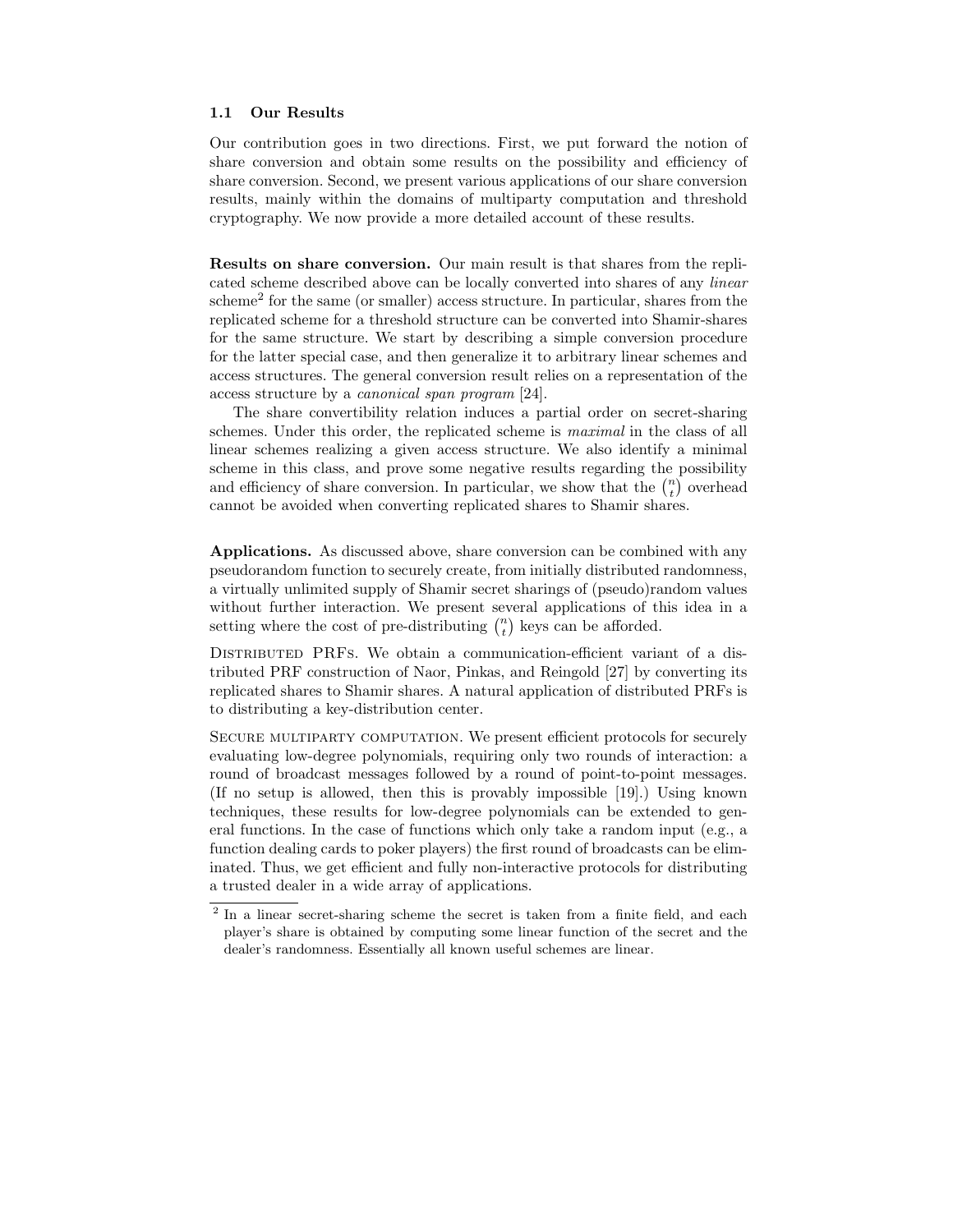### 1.1 Our Results

Our contribution goes in two directions. First, we put forward the notion of share conversion and obtain some results on the possibility and efficiency of share conversion. Second, we present various applications of our share conversion results, mainly within the domains of multiparty computation and threshold cryptography. We now provide a more detailed account of these results.

**Results on share conversion.** Our main result is that shares from the replicated scheme described above can be locally converted into shares of any *linear* scheme[2] for the same (or smaller) access structure. In particular, shares from the replicated scheme for a threshold structure can be converted into Shamir-shares for the same structure. We start by describing a simple conversion procedure for the latter special case, and then generalize it to arbitrary linear schemes and access structures. The general conversion result relies on a representation of the access structure by a *canonical span program* [24].

The share convertibility relation induces a partial order on secret-sharing schemes. Under this order, the replicated scheme is *maximal* in the class of all linear schemes realizing a given access structure. We also identify a minimal scheme in this class, and prove some negative results regarding the possibility and efficiency of share conversion. In particular, we show that the $\binom{n}{t}$ overhead cannot be avoided when converting replicated shares to Shamir shares.

**Applications.** As discussed above, share conversion can be combined with any pseudorandom function to securely create, from initially distributed randomness, a virtually unlimited supply of Shamir secret sharings of (pseudo)random values without further interaction. We present several applications of this idea in a setting where the cost of pre-distributing $\binom{n}{t}$ keys can be afforded.

Distributed PRFs. We obtain a communication-efficient variant of a distributed PRF construction of Naor, Pinkas, and Reingold [27] by converting its replicated shares to Shamir shares. A natural application of distributed PRFs is to distributing a key-distribution center.

Secure multiparty computation. We present efficient protocols for securely evaluating low-degree polynomials, requiring only two rounds of interaction: a round of broadcast messages followed by a round of point-to-point messages. (If no setup is allowed, then this is provably impossible [19].) Using known techniques, these results for low-degree polynomials can be extended to general functions. In the case of functions which only take a random input (e.g., a function dealing cards to poker players) the first round of broadcasts can be eliminated. Thus, we get efficient and fully non-interactive protocols for distributing a trusted dealer in a wide array of applications.

[2] In a linear secret-sharing scheme the secret is taken from a finite field, and each player's share is obtained by computing some linear function of the secret and the dealer's randomness. Essentially all known useful schemes are linear.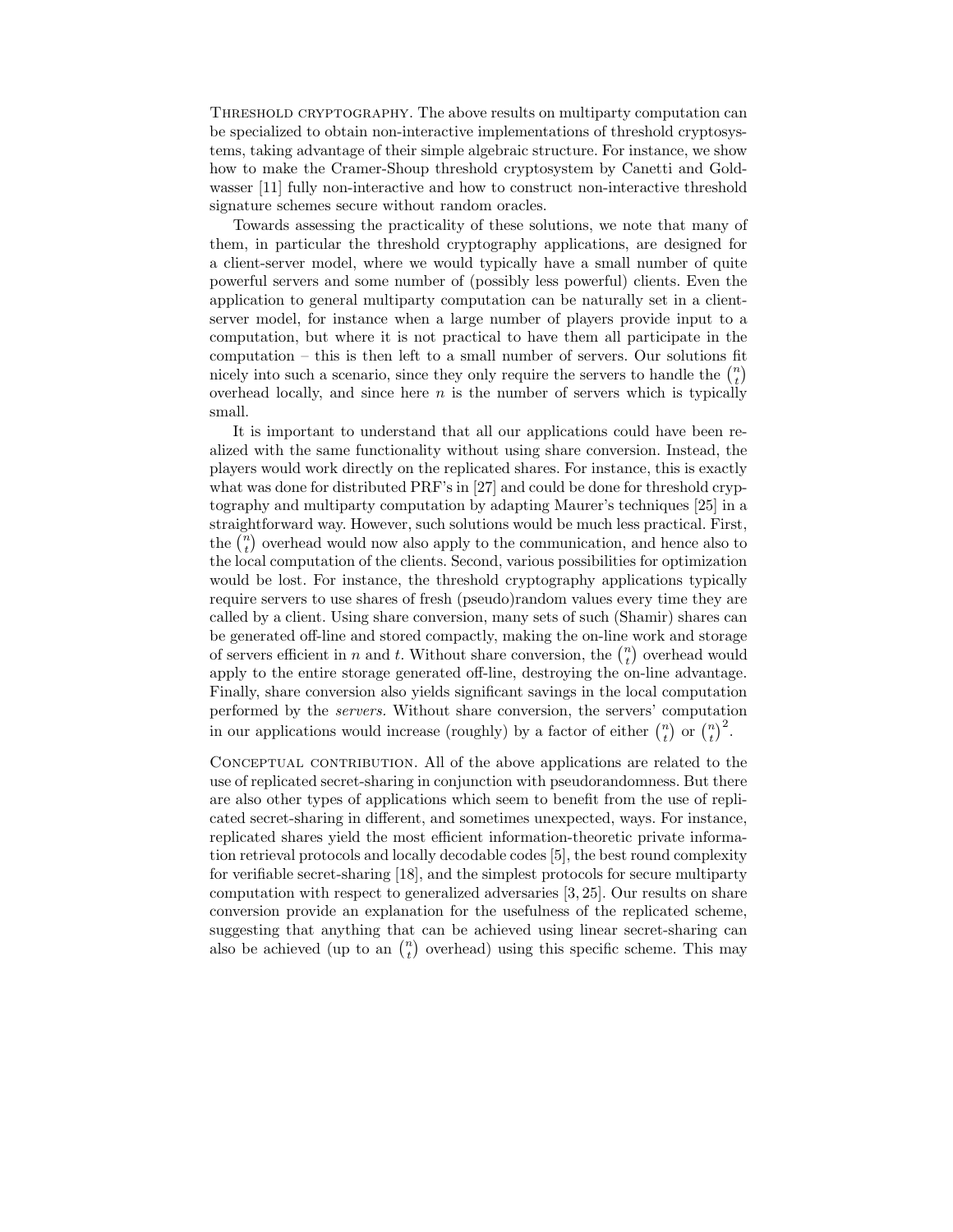Threshold cryptography. The above results on multiparty computation can be specialized to obtain non-interactive implementations of threshold cryptosystems, taking advantage of their simple algebraic structure. For instance, we show how to make the Cramer-Shoup threshold cryptosystem by Canetti and Goldwasser [11] fully non-interactive and how to construct non-interactive threshold signature schemes secure without random oracles.

Towards assessing the practicality of these solutions, we note that many of them, in particular the threshold cryptography applications, are designed for a client-server model, where we would typically have a small number of quite powerful servers and some number of (possibly less powerful) clients. Even the application to general multiparty computation can be naturally set in a client-server model, for instance when a large number of players provide input to a computation, but where it is not practical to have them all participate in the computation – this is then left to a small number of servers. Our solutions fit nicely into such a scenario, since they only require the servers to handle the $\binom{n}{t}$ overhead locally, and since here $n$ is the number of servers which is typically small.

It is important to understand that all our applications could have been realized with the same functionality without using share conversion. Instead, the players would work directly on the replicated shares. For instance, this is exactly what was done for distributed PRF's in [27] and could be done for threshold cryptography and multiparty computation by adapting Maurer's techniques [25] in a straightforward way. However, such solutions would be much less practical. First, the $\binom{n}{t}$ overhead would now also apply to the communication, and hence also to the local computation of the clients. Second, various possibilities for optimization would be lost. For instance, the threshold cryptography applications typically require servers to use shares of fresh (pseudo)random values every time they are called by a client. Using share conversion, many sets of such (Shamir) shares can be generated off-line and stored compactly, making the on-line work and storage of servers efficient in $n$ and $t$. Without share conversion, the $\binom{n}{t}$ overhead would apply to the entire storage generated off-line, destroying the on-line advantage. Finally, share conversion also yields significant savings in the local computation performed by the *servers*. Without share conversion, the servers' computation in our applications would increase (roughly) by a factor of either $\binom{n}{t}$ or $\binom{n}{t}^2$.

Conceptual contribution. All of the above applications are related to the use of replicated secret-sharing in conjunction with pseudorandomness. But there are also other types of applications which seem to benefit from the use of replicated secret-sharing in different, and sometimes unexpected, ways. For instance, replicated shares yield the most efficient information-theoretic private information retrieval protocols and locally decodable codes [5], the best round complexity for verifiable secret-sharing [18], and the simplest protocols for secure multiparty computation with respect to generalized adversaries [3, 25]. Our results on share conversion provide an explanation for the usefulness of the replicated scheme, suggesting that anything that can be achieved using linear secret-sharing can also be achieved (up to an $\binom{n}{t}$ overhead) using this specific scheme. This may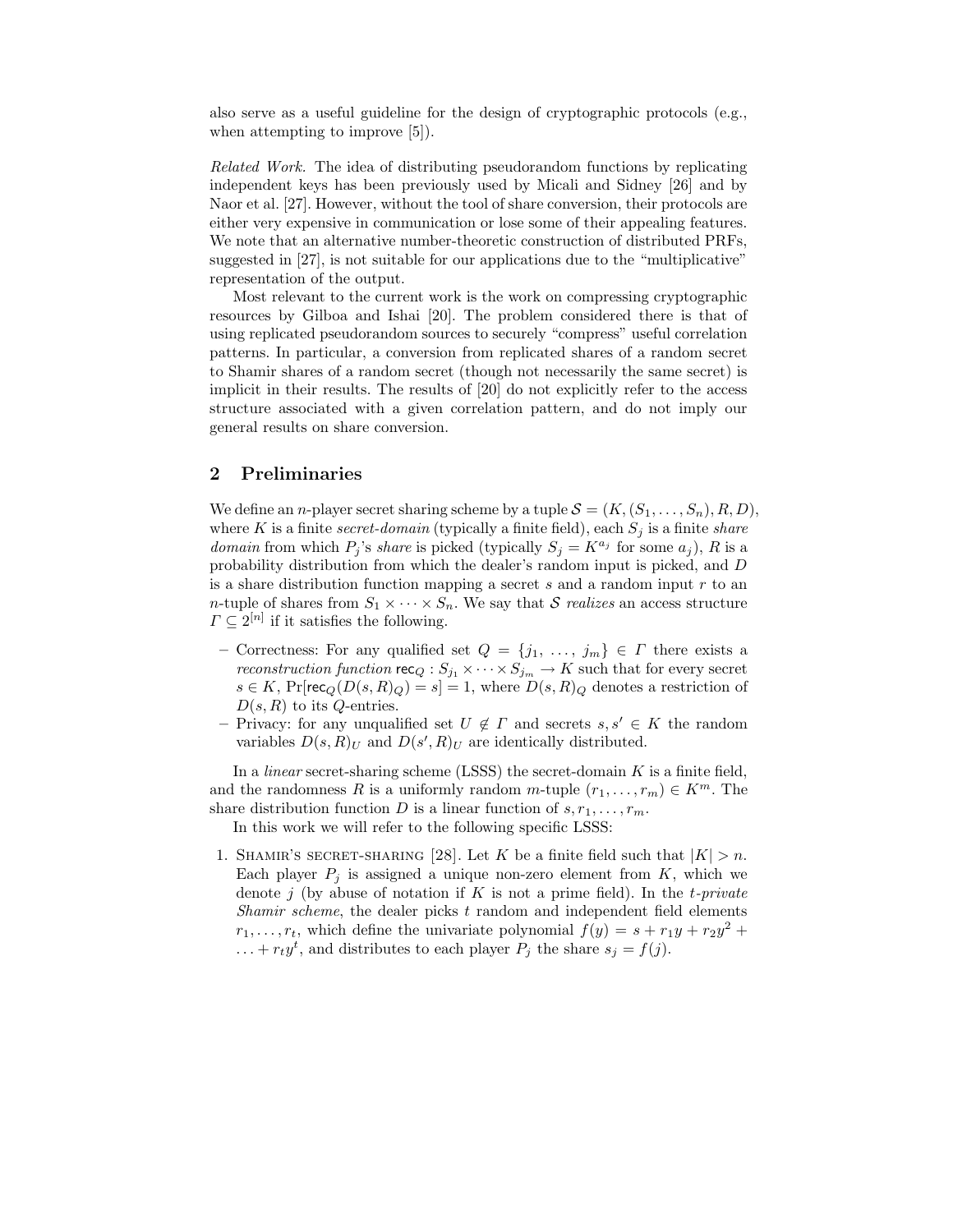also serve as a useful guideline for the design of cryptographic protocols (e.g., when attempting to improve [5]).

*Related Work.* The idea of distributing pseudorandom functions by replicating independent keys has been previously used by Micali and Sidney [26] and by Naor et al. [27]. However, without the tool of share conversion, their protocols are either very expensive in communication or lose some of their appealing features. We note that an alternative number-theoretic construction of distributed PRFs, suggested in [27], is not suitable for our applications due to the "multiplicative" representation of the output.

Most relevant to the current work is the work on compressing cryptographic resources by Gilboa and Ishai [20]. The problem considered there is that of using replicated pseudorandom sources to securely "compress" useful correlation patterns. In particular, a conversion from replicated shares of a random secret to Shamir shares of a random secret (though not necessarily the same secret) is implicit in their results. The results of [20] do not explicitly refer to the access structure associated with a given correlation pattern, and do not imply our general results on share conversion.

## 2 Preliminaries

We define an $n$-player secret sharing scheme by a tuple $\mathcal{S} = (K, (S_1, \ldots, S_n), R, D)$, where $K$ is a finite *secret-domain* (typically a finite field), each $S_j$ is a finite *share domain* from which $P_j$'s *share* is picked (typically $S_j = K^{a_j}$ for some $a_j$), $R$ is a probability distribution from which the dealer's random input is picked, and $D$ is a share distribution function mapping a secret $s$ and a random input $r$ to an $n$-tuple of shares from $S_1 \times \cdots \times S_n$. We say that $\mathcal{S}$ *realizes* an access structure $\Gamma \subseteq 2^{[n]}$ if it satisfies the following.

- Correctness: For any qualified set $Q = \{j_1, \ldots, j_m\} \in \Gamma$ there exists a *reconstruction function* $\mathsf{rec}_Q : S_{j_1} \times \cdots \times S_{j_m} \to K$ such that for every secret $s \in K$, $\Pr[\mathsf{rec}_Q(D(s, R)_Q) = s] = 1$, where $D(s, R)_Q$ denotes a restriction of $D(s, R)$ to its $Q$-entries.
- Privacy: for any unqualified set $U \notin \Gamma$ and secrets $s, s' \in K$ the random variables $D(s, R)_U$ and $D(s', R)_U$ are identically distributed.

In a *linear* secret-sharing scheme (LSSS) the secret-domain $K$ is a finite field, and the randomness $R$ is a uniformly random $m$-tuple $(r_1, \ldots, r_m) \in K^m$. The share distribution function $D$ is a linear function of $s, r_1, \ldots, r_m$.

In this work we will refer to the following specific LSSS:

1. Shamir's secret-sharing [28]. Let $K$ be a finite field such that $|K| > n$. Each player $P_j$ is assigned a unique non-zero element from $K$, which we denote $j$ (by abuse of notation if $K$ is not a prime field). In the *$t$-private Shamir scheme*, the dealer picks $t$ random and independent field elements $r_1, \ldots, r_t$, which define the univariate polynomial $f(y) = s + r_1 y + r_2 y^2 + \ldots + r_t y^t$, and distributes to each player $P_j$ the share $s_j = f(j)$.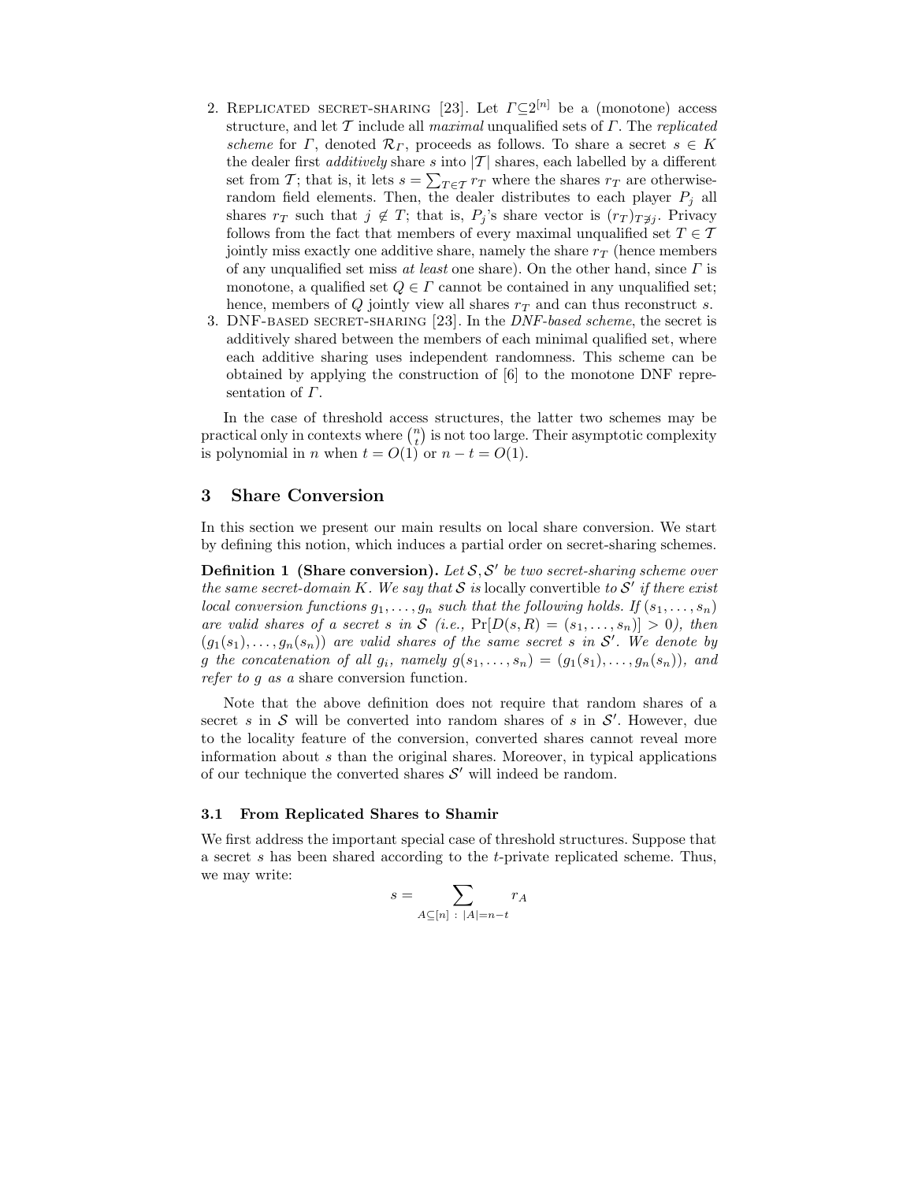2. Replicated secret-sharing [23]. Let $\Gamma \subseteq 2^{[n]}$ be a (monotone) access structure, and let $\mathcal{T}$ include all *maximal* unqualified sets of $\Gamma$. The *replicated scheme* for $\Gamma$, denoted $\mathcal{R}_\Gamma$, proceeds as follows. To share a secret $s \in K$ the dealer first *additively* share $s$ into $|\mathcal{T}|$ shares, each labelled by a different set from $\mathcal{T}$; that is, it lets $s = \sum_{T \in \mathcal{T}} r_T$ where the shares $r_T$ are otherwise-random field elements. Then, the dealer distributes to each player $P_j$ all shares $r_T$ such that $j \notin T$; that is, $P_j$'s share vector is $(r_T)_{T \not\ni j}$. Privacy follows from the fact that members of every maximal unqualified set $T \in \mathcal{T}$ jointly miss exactly one additive share, namely the share $r_T$ (hence members of any unqualified set miss *at least* one share). On the other hand, since $\Gamma$ is monotone, a qualified set $Q \in \Gamma$ cannot be contained in any unqualified set; hence, members of $Q$ jointly view all shares $r_T$ and can thus reconstruct $s$.
3. DNF-based secret-sharing [23]. In the *DNF-based scheme*, the secret is additively shared between the members of each minimal qualified set, where each additive sharing uses independent randomness. This scheme can be obtained by applying the construction of [6] to the monotone DNF representation of $\Gamma$.

In the case of threshold access structures, the latter two schemes may be practical only in contexts where $\binom{n}{t}$ is not too large. Their asymptotic complexity is polynomial in $n$ when $t = O(1)$ or $n - t = O(1)$.

## 3 Share Conversion

In this section we present our main results on local share conversion. We start by defining this notion, which induces a partial order on secret-sharing schemes.

**Definition 1 (Share conversion).** *Let $\mathcal{S}, \mathcal{S}'$ be two secret-sharing scheme over the same secret-domain $K$. We say that $\mathcal{S}$ is* locally convertible *to $\mathcal{S}'$ if there exist local conversion functions $g_1, \ldots, g_n$ such that the following holds. If $(s_1, \ldots, s_n)$ are valid shares of a secret $s$ in $\mathcal{S}$ (i.e., $\Pr[D(s, R) = (s_1, \ldots, s_n)] > 0$), then $(g_1(s_1), \ldots, g_n(s_n))$ are valid shares of the same secret $s$ in $\mathcal{S}'$. We denote by $g$ the concatenation of all $g_i$, namely $g(s_1, \ldots, s_n) = (g_1(s_1), \ldots, g_n(s_n))$, and refer to $g$ as a* share conversion function*.*

Note that the above definition does not require that random shares of a secret $s$ in $\mathcal{S}$ will be converted into random shares of $s$ in $\mathcal{S}'$. However, due to the locality feature of the conversion, converted shares cannot reveal more information about $s$ than the original shares. Moreover, in typical applications of our technique the converted shares $\mathcal{S}'$ will indeed be random.

### 3.1 From Replicated Shares to Shamir

We first address the important special case of threshold structures. Suppose that a secret $s$ has been shared according to the $t$-private replicated scheme. Thus, we may write:

$$s = \sum_{A \subseteq [n] \,:\, |A| = n-t} r_A$$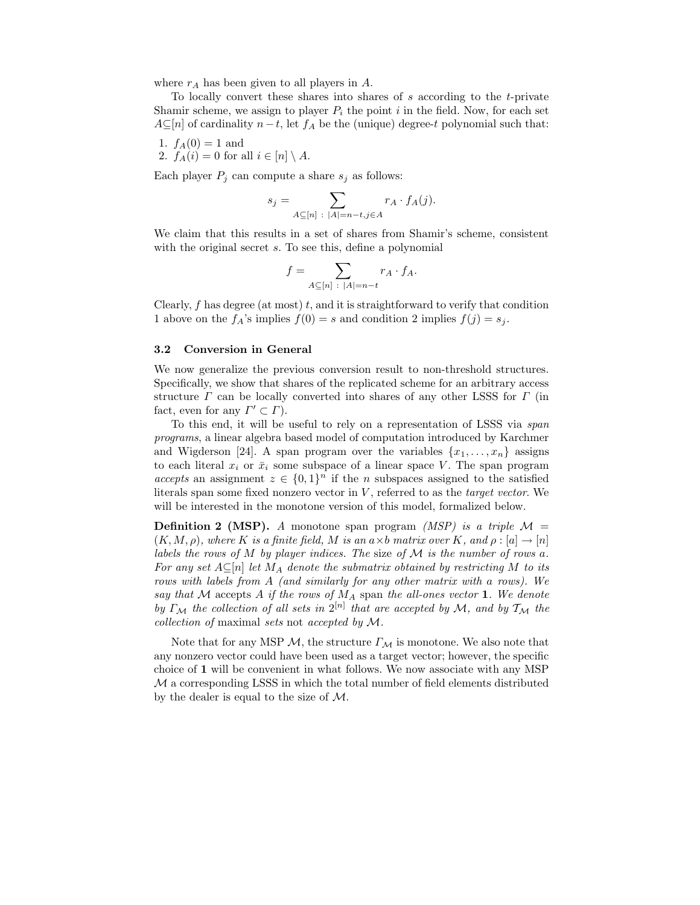where $r_A$ has been given to all players in $A$.

To locally convert these shares into shares of $s$ according to the $t$-private Shamir scheme, we assign to player $P_i$ the point $i$ in the field. Now, for each set $A \subseteq [n]$ of cardinality $n-t$, let $f_A$ be the (unique) degree-$t$ polynomial such that:

1. $f_A(0) = 1$ and
2. $f_A(i) = 0$ for all $i \in [n] \setminus A$.

Each player $P_j$ can compute a share $s_j$ as follows:

$$s_j = \sum_{A \subseteq [n] \,:\, |A|=n-t, j \in A} r_A \cdot f_A(j).$$

We claim that this results in a set of shares from Shamir's scheme, consistent with the original secret $s$. To see this, define a polynomial

$$f = \sum_{A \subseteq [n] \,:\, |A|=n-t} r_A \cdot f_A.$$

Clearly, $f$ has degree (at most) $t$, and it is straightforward to verify that condition 1 above on the $f_A$'s implies $f(0) = s$ and condition 2 implies $f(j) = s_j$.

### 3.2 Conversion in General

We now generalize the previous conversion result to non-threshold structures. Specifically, we show that shares of the replicated scheme for an arbitrary access structure $\Gamma$ can be locally converted into shares of any other LSSS for $\Gamma$ (in fact, even for any $\Gamma' \subset \Gamma$).

To this end, it will be useful to rely on a representation of LSSS via *span programs*, a linear algebra based model of computation introduced by Karchmer and Wigderson [24]. A span program over the variables $\{x_1, \ldots, x_n\}$ assigns to each literal $x_i$ or $\bar{x}_i$ some subspace of a linear space $V$. The span program *accepts* an assignment $z \in \{0,1\}^n$ if the $n$ subspaces assigned to the satisfied literals span some fixed nonzero vector in $V$, referred to as the *target vector*. We will be interested in the monotone version of this model, formalized below.

**Definition 2 (MSP).** *A monotone span program (MSP) is a triple $\mathcal{M} = (K, M, \rho)$, where $K$ is a finite field, $M$ is an $a \times b$ matrix over $K$, and $\rho : [a] \to [n]$ labels the rows of $M$ by player indices. The* size *of $\mathcal{M}$ is the number of rows $a$. For any set $A \subseteq [n]$ let $M_A$ denote the submatrix obtained by restricting $M$ to its rows with labels from $A$ (and similarly for any other matrix with $a$ rows). We say that $\mathcal{M}$* accepts *$A$ if the rows of $M_A$* span *the all-ones vector $\mathbf{1}$. We denote by $\Gamma_{\mathcal{M}}$ the collection of all sets in $2^{[n]}$ that are accepted by $\mathcal{M}$, and by $\mathcal{T}_{\mathcal{M}}$ the collection of* maximal *sets* not *accepted by $\mathcal{M}$.*

Note that for any MSP $\mathcal{M}$, the structure $\Gamma_{\mathcal{M}}$ is monotone. We also note that any nonzero vector could have been used as a target vector; however, the specific choice of $\mathbf{1}$ will be convenient in what follows. We now associate with any MSP $\mathcal{M}$ a corresponding LSSS in which the total number of field elements distributed by the dealer is equal to the size of $\mathcal{M}$.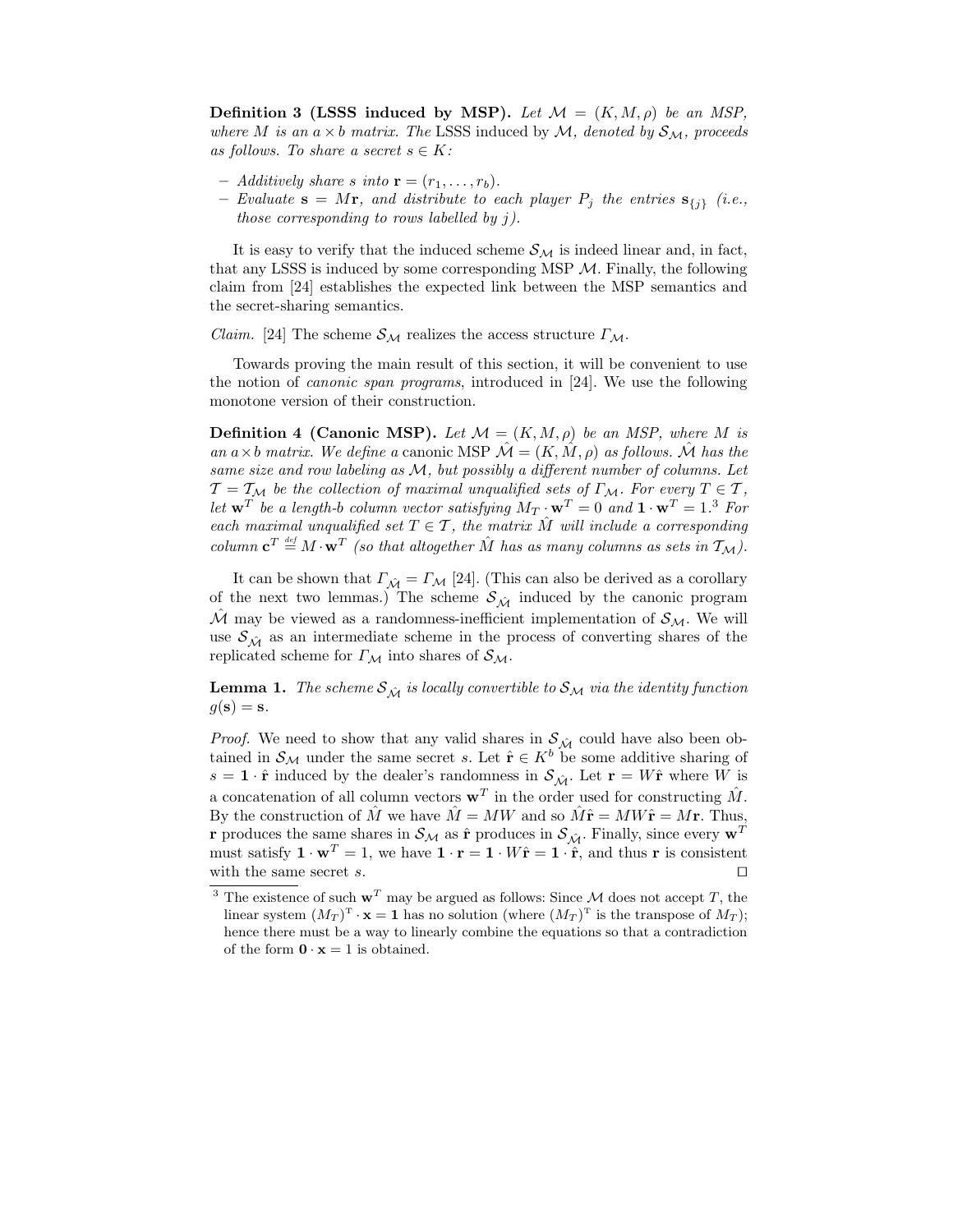**Definition 3 (LSSS induced by MSP).** *Let $\mathcal{M} = (K, M, \rho)$ be an MSP, where $M$ is an $a \times b$ matrix. The* LSSS *induced by $\mathcal{M}$, denoted by $\mathcal{S}_\mathcal{M}$, proceeds as follows. To share a secret $s \in K$:*

- *Additively share $s$ into $\mathbf{r} = (r_1, \ldots, r_b)$.*
- *Evaluate $\mathbf{s} = M\mathbf{r}$, and distribute to each player $P_j$ the entries $\mathbf{s}_{\{j\}}$ (i.e., those corresponding to rows labelled by $j$).*

It is easy to verify that the induced scheme $\mathcal{S}_\mathcal{M}$ is indeed linear and, in fact, that any LSSS is induced by some corresponding MSP $\mathcal{M}$. Finally, the following claim from [24] establishes the expected link between the MSP semantics and the secret-sharing semantics.

*Claim.* [24] The scheme $\mathcal{S}_\mathcal{M}$ realizes the access structure $\Gamma_\mathcal{M}$.

Towards proving the main result of this section, it will be convenient to use the notion of *canonic span programs*, introduced in [24]. We use the following monotone version of their construction.

**Definition 4 (Canonic MSP).** *Let $\mathcal{M} = (K, M, \rho)$ be an MSP, where $M$ is an $a \times b$ matrix. We define a* canonic MSP *$\hat{\mathcal{M}} = (K, \hat{M}, \rho)$ as follows. $\hat{\mathcal{M}}$ has the same size and row labeling as $\mathcal{M}$, but possibly a different number of columns. Let $\mathcal{T} = \mathcal{T}_\mathcal{M}$ be the collection of maximal unqualified sets of $\Gamma_\mathcal{M}$. For every $T \in \mathcal{T}$, let $\mathbf{w}^T$ be a length-$b$ column vector satisfying $M_T \cdot \mathbf{w}^T = 0$ and $\mathbf{1} \cdot \mathbf{w}^T = 1$.[3] For each maximal unqualified set $T \in \mathcal{T}$, the matrix $\hat{M}$ will include a corresponding column $\mathbf{c}^T \stackrel{def}{=} M \cdot \mathbf{w}^T$ (so that altogether $\hat{M}$ has as many columns as sets in $\mathcal{T}_\mathcal{M}$).*

It can be shown that $\Gamma_{\hat{\mathcal{M}}} = \Gamma_\mathcal{M}$ [24]. (This can also be derived as a corollary of the next two lemmas.) The scheme $\mathcal{S}_{\hat{\mathcal{M}}}$ induced by the canonic program $\hat{\mathcal{M}}$ may be viewed as a randomness-inefficient implementation of $\mathcal{S}_\mathcal{M}$. We will use $\mathcal{S}_{\hat{\mathcal{M}}}$ as an intermediate scheme in the process of converting shares of the replicated scheme for $\Gamma_\mathcal{M}$ into shares of $\mathcal{S}_\mathcal{M}$.

**Lemma 1.** *The scheme $\mathcal{S}_{\hat{\mathcal{M}}}$ is locally convertible to $\mathcal{S}_\mathcal{M}$ via the identity function $g(\mathbf{s}) = \mathbf{s}$.*

*Proof.* We need to show that any valid shares in $\mathcal{S}_{\hat{\mathcal{M}}}$ could have also been obtained in $\mathcal{S}_\mathcal{M}$ under the same secret $s$. Let $\hat{\mathbf{r}} \in K^b$ be some additive sharing of $s = \mathbf{1} \cdot \hat{\mathbf{r}}$ induced by the dealer's randomness in $\mathcal{S}_{\hat{\mathcal{M}}}$. Let $\mathbf{r} = W\hat{\mathbf{r}}$ where $W$ is a concatenation of all column vectors $\mathbf{w}^T$ in the order used for constructing $\hat{M}$. By the construction of $\hat{M}$ we have $\hat{M} = MW$ and so $\hat{M}\hat{\mathbf{r}} = MW\hat{\mathbf{r}} = M\mathbf{r}$. Thus, $\mathbf{r}$ produces the same shares in $\mathcal{S}_\mathcal{M}$ as $\hat{\mathbf{r}}$ produces in $\mathcal{S}_{\hat{\mathcal{M}}}$. Finally, since every $\mathbf{w}^T$ must satisfy $\mathbf{1} \cdot \mathbf{w}^T = 1$, we have $\mathbf{1} \cdot \mathbf{r} = \mathbf{1} \cdot W\hat{\mathbf{r}} = \mathbf{1} \cdot \hat{\mathbf{r}}$, and thus $\mathbf{r}$ is consistent with the same secret $s$. $\square$

---

[3] The existence of such $\mathbf{w}^T$ may be argued as follows: Since $\mathcal{M}$ does not accept $T$, the linear system $(M_T)^{\mathrm{T}} \cdot \mathbf{x} = \mathbf{1}$ has no solution (where $(M_T)^{\mathrm{T}}$ is the transpose of $M_T$); hence there must be a way to linearly combine the equations so that a contradiction of the form $\mathbf{0} \cdot \mathbf{x} = 1$ is obtained.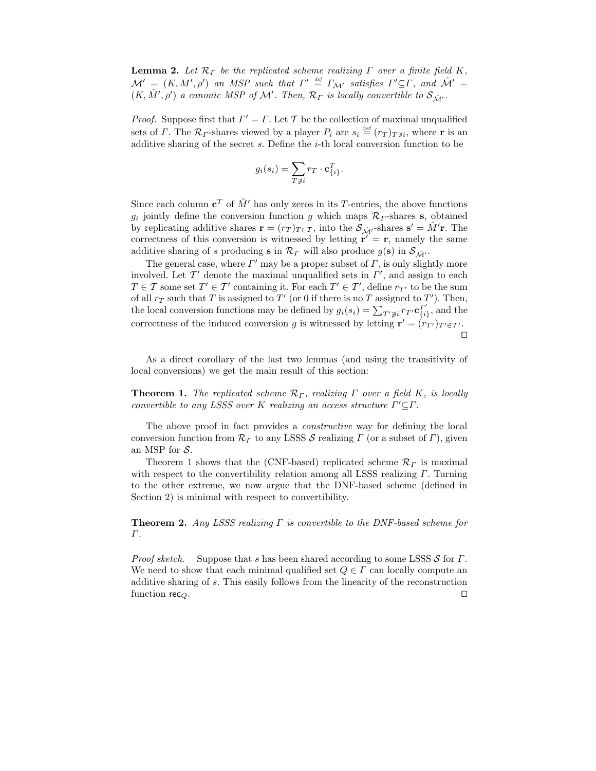**Lemma 2.** *Let $\mathcal{R}_\Gamma$ be the replicated scheme realizing $\Gamma$ over a finite field $K$, $\mathcal{M}' = (K, M', \rho')$ an MSP such that $\Gamma' \stackrel{\text{def}}{=} \Gamma_{\mathcal{M}'}$ satisfies $\Gamma' \subseteq \Gamma$, and $\hat{\mathcal{M}}' = (K, \hat{M}', \rho')$ a canonic MSP of $\mathcal{M}'$. Then, $\mathcal{R}_\Gamma$ is locally convertible to $\mathcal{S}_{\hat{\mathcal{M}}'}$.*

*Proof.* Suppose first that $\Gamma' = \Gamma$. Let $\mathcal{T}$ be the collection of maximal unqualified sets of $\Gamma$. The $\mathcal{R}_\Gamma$-shares viewed by a player $P_i$ are $s_i \stackrel{\text{def}}{=} (r_T)_{T \not\ni i}$, where $\mathbf{r}$ is an additive sharing of the secret $s$. Define the $i$-th local conversion function to be

$$g_i(s_i) = \sum_{T \not\ni i} r_T \cdot \mathbf{c}^T_{\{i\}}.$$

Since each column $\mathbf{c}^T$ of $\hat{M}'$ has only zeros in its $T$-entries, the above functions $g_i$ jointly define the conversion function $g$ which maps $\mathcal{R}_\Gamma$-shares $\mathbf{s}$, obtained by replicating additive shares $\mathbf{r} = (r_T)_{T \in \mathcal{T}}$, into the $\mathcal{S}_{\hat{\mathcal{M}}'}$-shares $\mathbf{s}' = \hat{M}'\mathbf{r}$. The correctness of this conversion is witnessed by letting $\mathbf{r}' = \mathbf{r}$, namely the same additive sharing of $s$ producing $\mathbf{s}$ in $\mathcal{R}_\Gamma$ will also produce $g(\mathbf{s})$ in $\mathcal{S}_{\hat{\mathcal{M}}'}$.

The general case, where $\Gamma'$ may be a proper subset of $\Gamma$, is only slightly more involved. Let $\mathcal{T}'$ denote the maximal unqualified sets in $\Gamma'$, and assign to each $T \in \mathcal{T}$ some set $T' \in \mathcal{T}'$ containing it. For each $T' \in \mathcal{T}'$, define $r_{T'}$ to be the sum of all $r_T$ such that $T$ is assigned to $T'$ (or 0 if there is no $T$ assigned to $T'$). Then, the local conversion functions may be defined by $g_i(s_i) = \sum_{T' \not\ni i} r_{T'} \mathbf{c}^{T'}_{\{i\}}$, and the correctness of the induced conversion $g$ is witnessed by letting $\mathbf{r}' = (r_{T'})_{T' \in \mathcal{T}'}$. □

As a direct corollary of the last two lemmas (and using the transitivity of local conversions) we get the main result of this section:

**Theorem 1.** *The replicated scheme $\mathcal{R}_\Gamma$, realizing $\Gamma$ over a field $K$, is locally convertible to any LSSS over $K$ realizing an access structure $\Gamma' \subseteq \Gamma$.*

The above proof in fact provides a *constructive* way for defining the local conversion function from $\mathcal{R}_\Gamma$ to any LSSS $\mathcal{S}$ realizing $\Gamma$ (or a subset of $\Gamma$), given an MSP for $\mathcal{S}$.

Theorem 1 shows that the (CNF-based) replicated scheme $\mathcal{R}_\Gamma$ is maximal with respect to the convertibility relation among all LSSS realizing $\Gamma$. Turning to the other extreme, we now argue that the DNF-based scheme (defined in Section 2) is minimal with respect to convertibility.

**Theorem 2.** *Any LSSS realizing $\Gamma$ is convertible to the DNF-based scheme for $\Gamma$.*

*Proof sketch.* Suppose that $s$ has been shared according to some LSSS $\mathcal{S}$ for $\Gamma$. We need to show that each minimal qualified set $Q \in \Gamma$ can locally compute an additive sharing of $s$. This easily follows from the linearity of the reconstruction function $\mathsf{rec}_Q$. □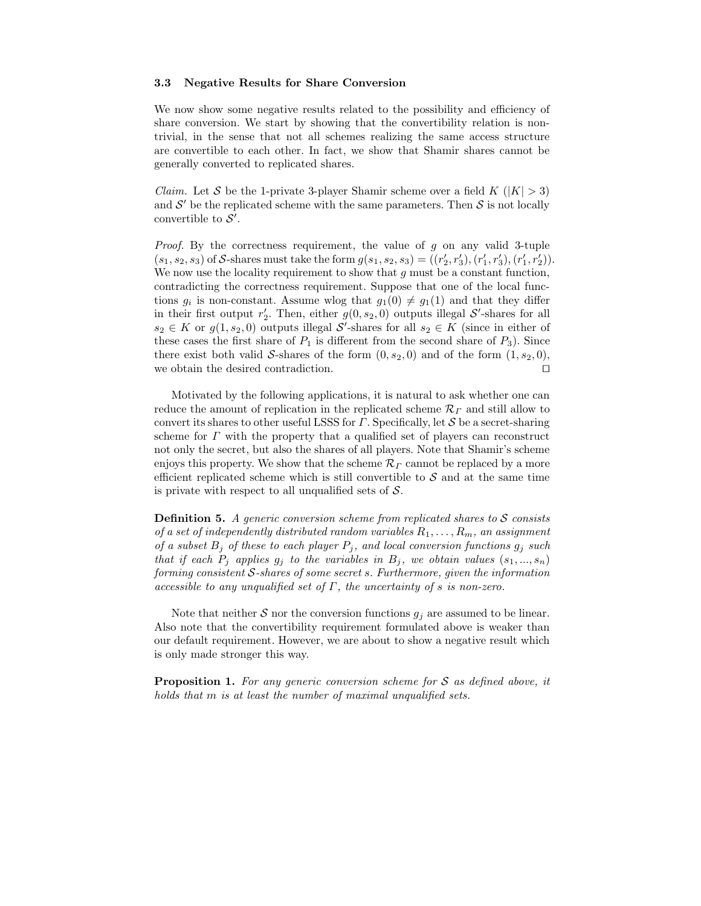### 3.3 Negative Results for Share Conversion

We now show some negative results related to the possibility and efficiency of share conversion. We start by showing that the convertibility relation is non-trivial, in the sense that not all schemes realizing the same access structure are convertible to each other. In fact, we show that Shamir shares cannot be generally converted to replicated shares.

*Claim.* Let $\mathcal{S}$ be the 1-private 3-player Shamir scheme over a field $K$ ($|K| > 3$) and $\mathcal{S}'$ be the replicated scheme with the same parameters. Then $\mathcal{S}$ is not locally convertible to $\mathcal{S}'$.

*Proof.* By the correctness requirement, the value of $g$ on any valid 3-tuple $(s_1, s_2, s_3)$ of $\mathcal{S}$-shares must take the form $g(s_1, s_2, s_3) = ((r'_2, r'_3), (r'_1, r'_3), (r'_1, r'_2))$. We now use the locality requirement to show that $g$ must be a constant function, contradicting the correctness requirement. Suppose that one of the local functions $g_i$ is non-constant. Assume wlog that $g_1(0) \neq g_1(1)$ and that they differ in their first output $r'_2$. Then, either $g(0, s_2, 0)$ outputs illegal $\mathcal{S}'$-shares for all $s_2 \in K$ or $g(1, s_2, 0)$ outputs illegal $\mathcal{S}'$-shares for all $s_2 \in K$ (since in either of these cases the first share of $P_1$ is different from the second share of $P_3$). Since there exist both valid $\mathcal{S}$-shares of the form $(0, s_2, 0)$ and of the form $(1, s_2, 0)$, we obtain the desired contradiction. □

Motivated by the following applications, it is natural to ask whether one can reduce the amount of replication in the replicated scheme $\mathcal{R}_\Gamma$ and still allow to convert its shares to other useful LSSS for $\Gamma$. Specifically, let $\mathcal{S}$ be a secret-sharing scheme for $\Gamma$ with the property that a qualified set of players can reconstruct not only the secret, but also the shares of all players. Note that Shamir's scheme enjoys this property. We show that the scheme $\mathcal{R}_\Gamma$ cannot be replaced by a more efficient replicated scheme which is still convertible to $\mathcal{S}$ and at the same time is private with respect to all unqualified sets of $\mathcal{S}$.

**Definition 5.** *A generic conversion scheme from replicated shares to $\mathcal{S}$ consists of a set of independently distributed random variables $R_1, \ldots, R_m$, an assignment of a subset $B_j$ of these to each player $P_j$, and local conversion functions $g_j$ such that if each $P_j$ applies $g_j$ to the variables in $B_j$, we obtain values $(s_1, ..., s_n)$ forming consistent $\mathcal{S}$-shares of some secret $s$. Furthermore, given the information accessible to any unqualified set of $\Gamma$, the uncertainty of $s$ is non-zero.*

Note that neither $\mathcal{S}$ nor the conversion functions $g_j$ are assumed to be linear. Also note that the convertibility requirement formulated above is weaker than our default requirement. However, we are about to show a negative result which is only made stronger this way.

**Proposition 1.** *For any generic conversion scheme for $\mathcal{S}$ as defined above, it holds that $m$ is at least the number of maximal unqualified sets.*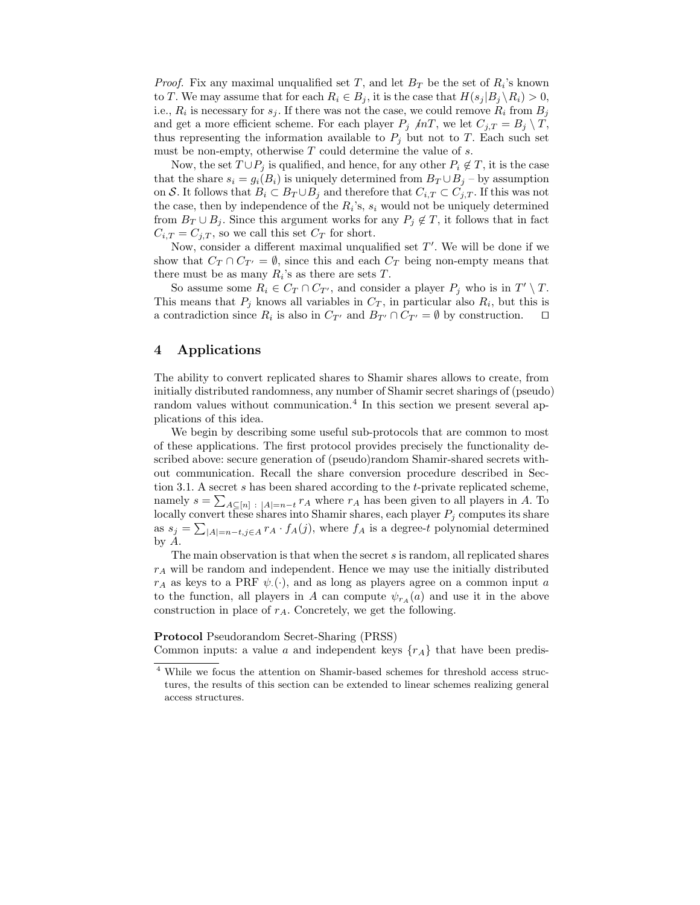*Proof.* Fix any maximal unqualified set $T$, and let $B_T$ be the set of $R_i$'s known to $T$. We may assume that for each $R_i \in B_j$, it is the case that $H(s_j|B_j \setminus R_i) > 0$, i.e., $R_i$ is necessary for $s_j$. If there was not the case, we could remove $R_i$ from $B_j$ and get a more efficient scheme. For each player $P_j \not{i}nT$, we let $C_{j,T} = B_j \setminus T$, thus representing the information available to $P_j$ but not to $T$. Each such set must be non-empty, otherwise $T$ could determine the value of $s$.

Now, the set $T \cup P_j$ is qualified, and hence, for any other $P_i \notin T$, it is the case that the share $s_i = g_i(B_i)$ is uniquely determined from $B_T \cup B_j$ – by assumption on $\mathcal{S}$. It follows that $B_i \subset B_T \cup B_j$ and therefore that $C_{i,T} \subset C_{j,T}$. If this was not the case, then by independence of the $R_i$'s, $s_i$ would not be uniquely determined from $B_T \cup B_j$. Since this argument works for any $P_j \notin T$, it follows that in fact $C_{i,T} = C_{j,T}$, so we call this set $C_T$ for short.

Now, consider a different maximal unqualified set $T'$. We will be done if we show that $C_T \cap C_{T'} = \emptyset$, since this and each $C_T$ being non-empty means that there must be as many $R_i$'s as there are sets $T$.

So assume some $R_i \in C_T \cap C_{T'}$, and consider a player $P_j$ who is in $T' \setminus T$. This means that $P_j$ knows all variables in $C_T$, in particular also $R_i$, but this is a contradiction since $R_i$ is also in $C_{T'}$ and $B_{T'} \cap C_{T'} = \emptyset$ by construction. □

## 4 Applications

The ability to convert replicated shares to Shamir shares allows to create, from initially distributed randomness, any number of Shamir secret sharings of (pseudo) random values without communication.[4] In this section we present several applications of this idea.

We begin by describing some useful sub-protocols that are common to most of these applications. The first protocol provides precisely the functionality described above: secure generation of (pseudo)random Shamir-shared secrets without communication. Recall the share conversion procedure described in Section 3.1. A secret $s$ has been shared according to the $t$-private replicated scheme, namely $s = \sum_{A \subseteq [n] \,:\, |A|=n-t} r_A$ where $r_A$ has been given to all players in $A$. To locally convert these shares into Shamir shares, each player $P_j$ computes its share as $s_j = \sum_{|A|=n-t, j \in A} r_A \cdot f_A(j)$, where $f_A$ is a degree-$t$ polynomial determined by $A$.

The main observation is that when the secret $s$ is random, all replicated shares $r_A$ will be random and independent. Hence we may use the initially distributed $r_A$ as keys to a PRF $\psi_{\cdot}(\cdot)$, and as long as players agree on a common input $a$ to the function, all players in $A$ can compute $\psi_{r_A}(a)$ and use it in the above construction in place of $r_A$. Concretely, we get the following.

**Protocol** Pseudorandom Secret-Sharing (PRSS)
Common inputs: a value $a$ and independent keys $\{r_A\}$ that have been predis-

[4] While we focus the attention on Shamir-based schemes for threshold access structures, the results of this section can be extended to linear schemes realizing general access structures.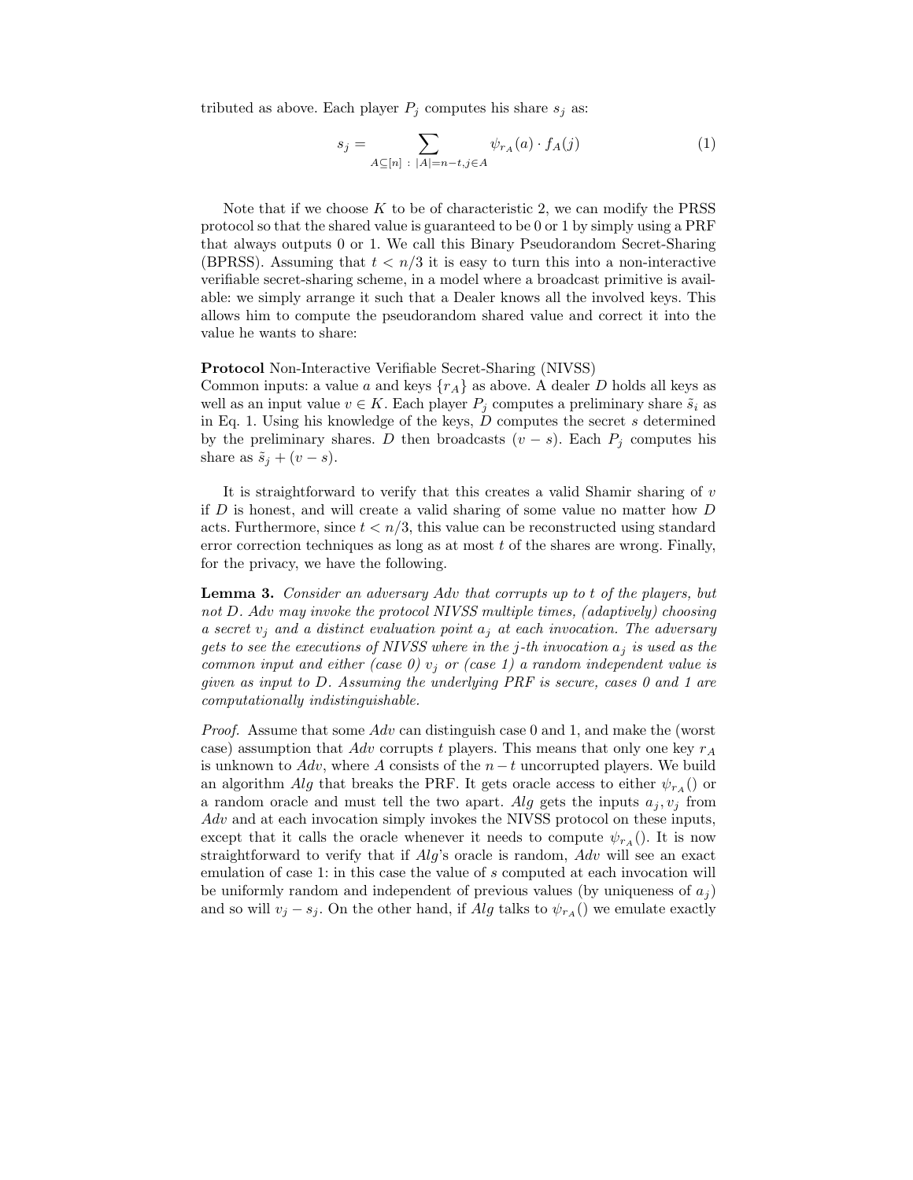tributed as above. Each player $P_j$ computes his share $s_j$ as:

$$s_j = \sum_{A \subseteq [n] \,:\, |A|=n-t, j \in A} \psi_{r_A}(a) \cdot f_A(j) \tag{1}$$

Note that if we choose $K$ to be of characteristic 2, we can modify the PRSS protocol so that the shared value is guaranteed to be 0 or 1 by simply using a PRF that always outputs 0 or 1. We call this Binary Pseudorandom Secret-Sharing (BPRSS). Assuming that $t < n/3$ it is easy to turn this into a non-interactive verifiable secret-sharing scheme, in a model where a broadcast primitive is available: we simply arrange it such that a Dealer knows all the involved keys. This allows him to compute the pseudorandom shared value and correct it into the value he wants to share:

**Protocol** Non-Interactive Verifiable Secret-Sharing (NIVSS)
Common inputs: a value $a$ and keys $\{r_A\}$ as above. A dealer $D$ holds all keys as well as an input value $v \in K$. Each player $P_j$ computes a preliminary share $\tilde{s}_i$ as in Eq. 1. Using his knowledge of the keys, $D$ computes the secret $s$ determined by the preliminary shares. $D$ then broadcasts $(v - s)$. Each $P_j$ computes his share as $\tilde{s}_j + (v - s)$.

It is straightforward to verify that this creates a valid Shamir sharing of $v$ if $D$ is honest, and will create a valid sharing of some value no matter how $D$ acts. Furthermore, since $t < n/3$, this value can be reconstructed using standard error correction techniques as long as at most $t$ of the shares are wrong. Finally, for the privacy, we have the following.

**Lemma 3.** *Consider an adversary Adv that corrupts up to $t$ of the players, but not $D$. Adv may invoke the protocol NIVSS multiple times, (adaptively) choosing a secret $v_j$ and a distinct evaluation point $a_j$ at each invocation. The adversary gets to see the executions of NIVSS where in the $j$-th invocation $a_j$ is used as the common input and either (case 0) $v_j$ or (case 1) a random independent value is given as input to $D$. Assuming the underlying PRF is secure, cases 0 and 1 are computationally indistinguishable.*

*Proof.* Assume that some $Adv$ can distinguish case 0 and 1, and make the (worst case) assumption that $Adv$ corrupts $t$ players. This means that only one key $r_A$ is unknown to $Adv$, where $A$ consists of the $n-t$ uncorrupted players. We build an algorithm $Alg$ that breaks the PRF. It gets oracle access to either $\psi_{r_A}()$ or a random oracle and must tell the two apart. $Alg$ gets the inputs $a_j, v_j$ from $Adv$ and at each invocation simply invokes the NIVSS protocol on these inputs, except that it calls the oracle whenever it needs to compute $\psi_{r_A}()$. It is now straightforward to verify that if $Alg$'s oracle is random, $Adv$ will see an exact emulation of case 1: in this case the value of $s$ computed at each invocation will be uniformly random and independent of previous values (by uniqueness of $a_j$) and so will $v_j - s_j$. On the other hand, if $Alg$ talks to $\psi_{r_A}()$ we emulate exactly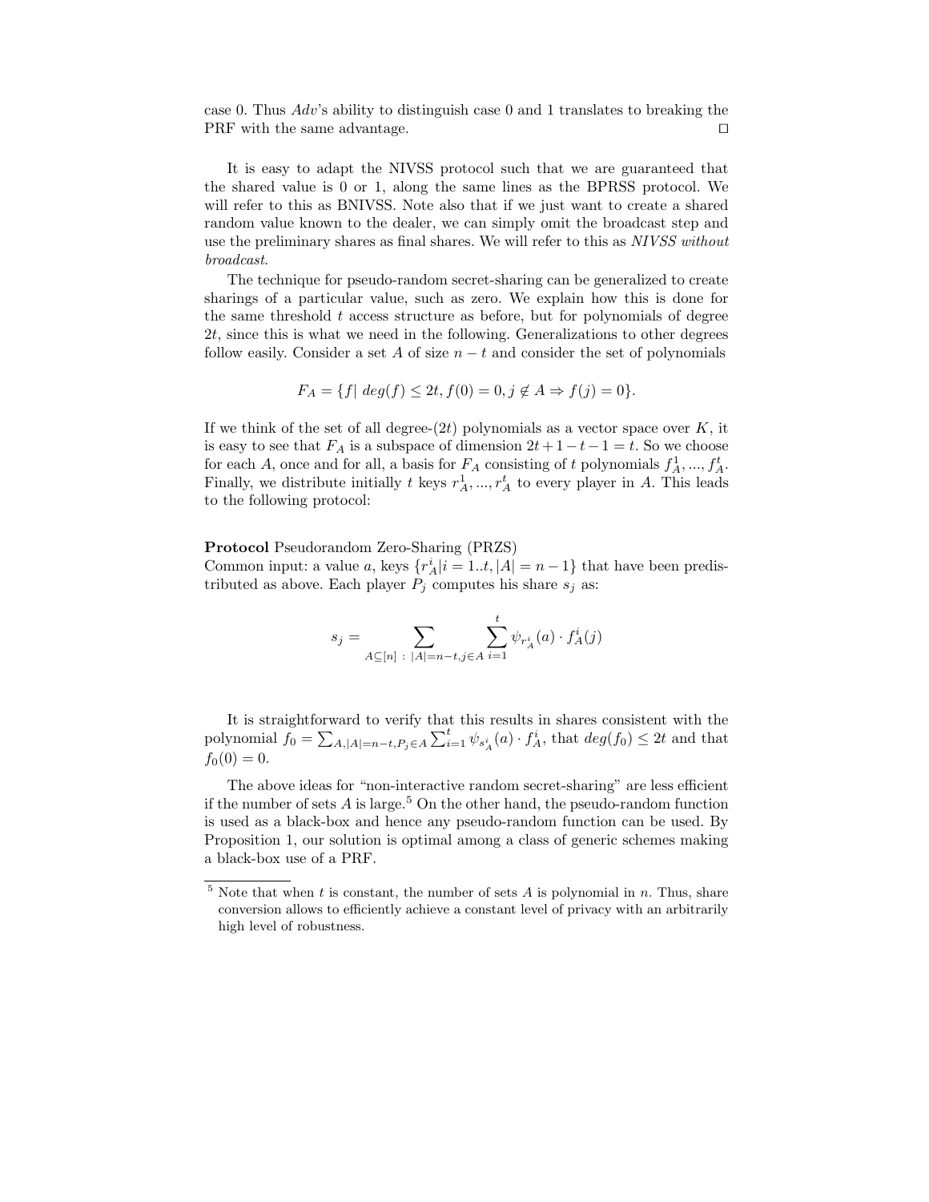case 0. Thus $Adv$'s ability to distinguish case 0 and 1 translates to breaking the PRF with the same advantage. □

It is easy to adapt the NIVSS protocol such that we are guaranteed that the shared value is 0 or 1, along the same lines as the BPRSS protocol. We will refer to this as BNIVSS. Note also that if we just want to create a shared random value known to the dealer, we can simply omit the broadcast step and use the preliminary shares as final shares. We will refer to this as *NIVSS without broadcast*.

The technique for pseudo-random secret-sharing can be generalized to create sharings of a particular value, such as zero. We explain how this is done for the same threshold $t$ access structure as before, but for polynomials of degree $2t$, since this is what we need in the following. Generalizations to other degrees follow easily. Consider a set $A$ of size $n-t$ and consider the set of polynomials

$$F_A = \{f|\ deg(f) \leq 2t, f(0) = 0, j \notin A \Rightarrow f(j) = 0\}.$$

If we think of the set of all degree-$(2t)$ polynomials as a vector space over $K$, it is easy to see that $F_A$ is a subspace of dimension $2t+1-t-1 = t$. So we choose for each $A$, once and for all, a basis for $F_A$ consisting of $t$ polynomials $f_A^1, ..., f_A^t$. Finally, we distribute initially $t$ keys $r_A^1, ..., r_A^t$ to every player in $A$. This leads to the following protocol:

**Protocol** Pseudorandom Zero-Sharing (PRZS)
Common input: a value $a$, keys $\{r_A^i | i = 1..t, |A| = n-1\}$ that have been predistributed as above. Each player $P_j$ computes his share $s_j$ as:

$$s_j = \sum_{A \subseteq [n]\ :\ |A|=n-t, j \in A} \sum_{i=1}^{t} \psi_{r_A^i}(a) \cdot f_A^i(j)$$

It is straightforward to verify that this results in shares consistent with the polynomial $f_0 = \sum_{A,|A|=n-t,P_j \in A} \sum_{i=1}^{t} \psi_{s_A^i}(a) \cdot f_A^i$, that $deg(f_0) \leq 2t$ and that $f_0(0) = 0$.

The above ideas for "non-interactive random secret-sharing" are less efficient if the number of sets $A$ is large.[5] On the other hand, the pseudo-random function is used as a black-box and hence any pseudo-random function can be used. By Proposition 1, our solution is optimal among a class of generic schemes making a black-box use of a PRF.

[5] Note that when $t$ is constant, the number of sets $A$ is polynomial in $n$. Thus, share conversion allows to efficiently achieve a constant level of privacy with an arbitrarily high level of robustness.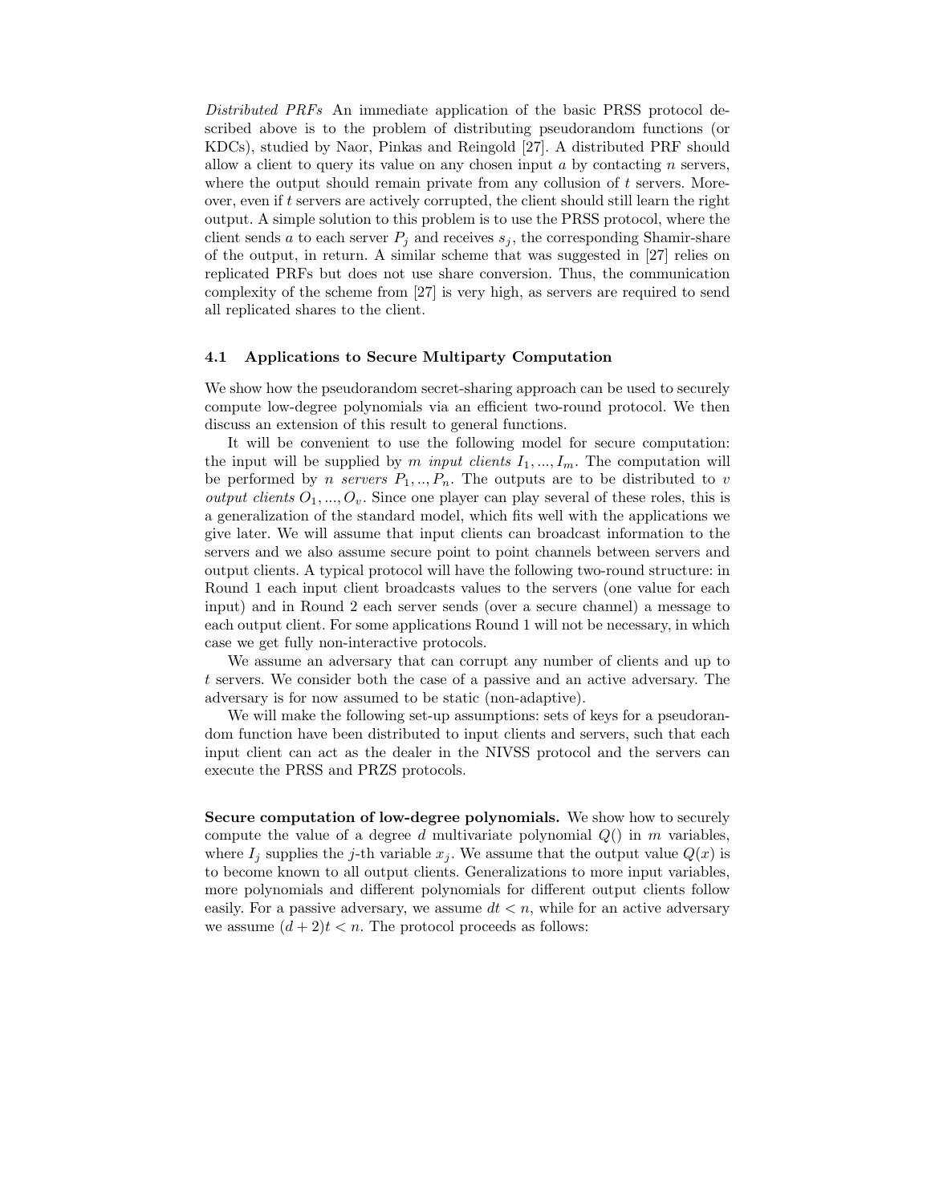*Distributed PRFs* An immediate application of the basic PRSS protocol described above is to the problem of distributing pseudorandom functions (or KDCs), studied by Naor, Pinkas and Reingold [27]. A distributed PRF should allow a client to query its value on any chosen input $a$ by contacting $n$ servers, where the output should remain private from any collusion of $t$ servers. Moreover, even if $t$ servers are actively corrupted, the client should still learn the right output. A simple solution to this problem is to use the PRSS protocol, where the client sends $a$ to each server $P_j$ and receives $s_j$, the corresponding Shamir-share of the output, in return. A similar scheme that was suggested in [27] relies on replicated PRFs but does not use share conversion. Thus, the communication complexity of the scheme from [27] is very high, as servers are required to send all replicated shares to the client.

### 4.1 Applications to Secure Multiparty Computation

We show how the pseudorandom secret-sharing approach can be used to securely compute low-degree polynomials via an efficient two-round protocol. We then discuss an extension of this result to general functions.

It will be convenient to use the following model for secure computation: the input will be supplied by $m$ *input clients* $I_1, ..., I_m$. The computation will be performed by $n$ *servers* $P_1, .., P_n$. The outputs are to be distributed to $v$ *output clients* $O_1, ..., O_v$. Since one player can play several of these roles, this is a generalization of the standard model, which fits well with the applications we give later. We will assume that input clients can broadcast information to the servers and we also assume secure point to point channels between servers and output clients. A typical protocol will have the following two-round structure: in Round 1 each input client broadcasts values to the servers (one value for each input) and in Round 2 each server sends (over a secure channel) a message to each output client. For some applications Round 1 will not be necessary, in which case we get fully non-interactive protocols.

We assume an adversary that can corrupt any number of clients and up to $t$ servers. We consider both the case of a passive and an active adversary. The adversary is for now assumed to be static (non-adaptive).

We will make the following set-up assumptions: sets of keys for a pseudorandom function have been distributed to input clients and servers, such that each input client can act as the dealer in the NIVSS protocol and the servers can execute the PRSS and PRZS protocols.

**Secure computation of low-degree polynomials.** We show how to securely compute the value of a degree $d$ multivariate polynomial $Q()$ in $m$ variables, where $I_j$ supplies the $j$-th variable $x_j$. We assume that the output value $Q(x)$ is to become known to all output clients. Generalizations to more input variables, more polynomials and different polynomials for different output clients follow easily. For a passive adversary, we assume $dt < n$, while for an active adversary we assume $(d + 2)t < n$. The protocol proceeds as follows: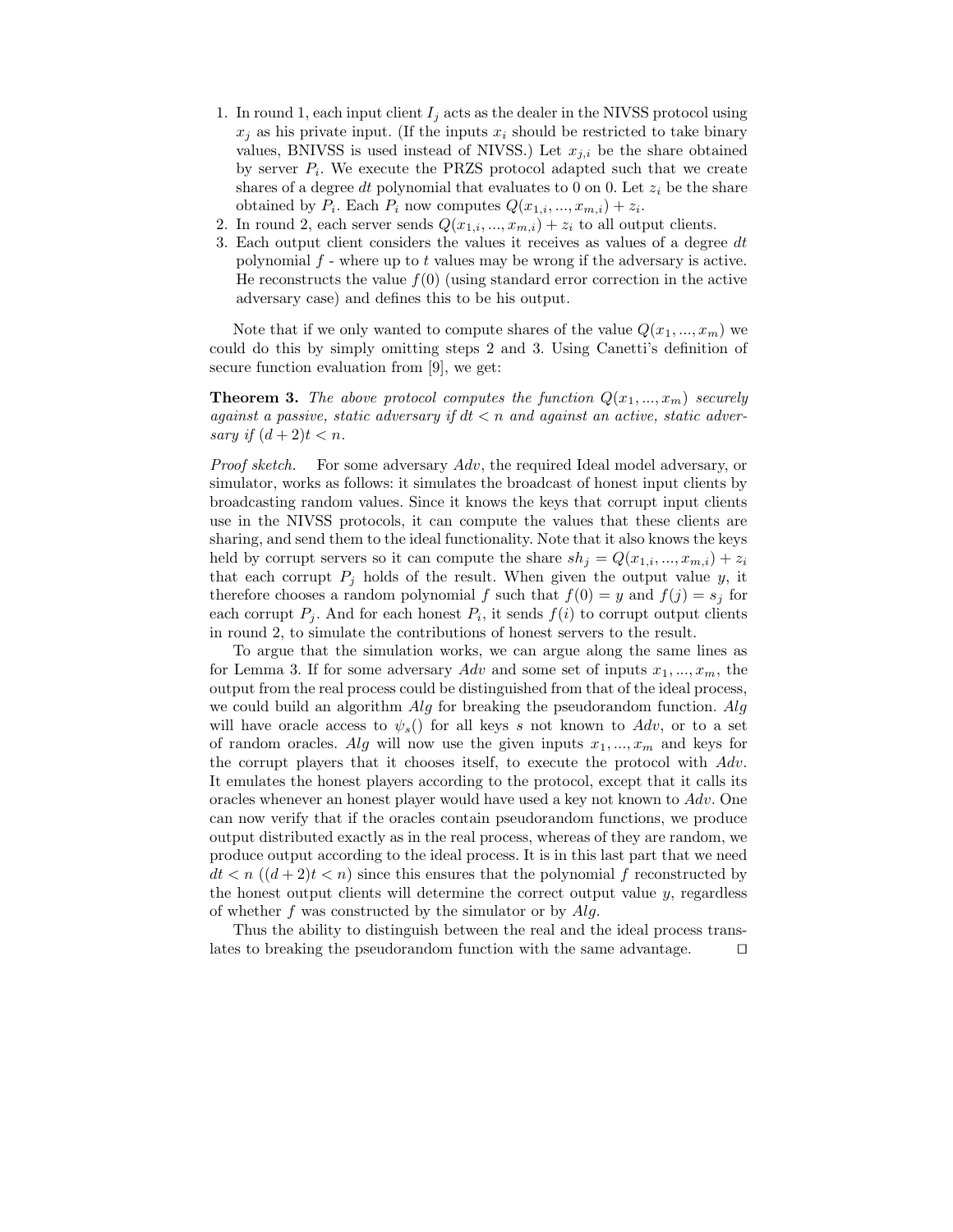1. In round 1, each input client $I_j$ acts as the dealer in the NIVSS protocol using $x_j$ as his private input. (If the inputs $x_i$ should be restricted to take binary values, BNIVSS is used instead of NIVSS.) Let $x_{j,i}$ be the share obtained by server $P_i$. We execute the PRZS protocol adapted such that we create shares of a degree $dt$ polynomial that evaluates to 0 on 0. Let $z_i$ be the share obtained by $P_i$. Each $P_i$ now computes $Q(x_{1,i}, ..., x_{m,i}) + z_i$.
2. In round 2, each server sends $Q(x_{1,i}, ..., x_{m,i}) + z_i$ to all output clients.
3. Each output client considers the values it receives as values of a degree $dt$ polynomial $f$ - where up to $t$ values may be wrong if the adversary is active. He reconstructs the value $f(0)$ (using standard error correction in the active adversary case) and defines this to be his output.

Note that if we only wanted to compute shares of the value $Q(x_1, ..., x_m)$ we could do this by simply omitting steps 2 and 3. Using Canetti's definition of secure function evaluation from [9], we get:

**Theorem 3.** *The above protocol computes the function $Q(x_1, ..., x_m)$ securely against a passive, static adversary if $dt < n$ and against an active, static adversary if $(d + 2)t < n$.*

*Proof sketch.* For some adversary $Adv$, the required Ideal model adversary, or simulator, works as follows: it simulates the broadcast of honest input clients by broadcasting random values. Since it knows the keys that corrupt input clients use in the NIVSS protocols, it can compute the values that these clients are sharing, and send them to the ideal functionality. Note that it also knows the keys held by corrupt servers so it can compute the share $sh_j = Q(x_{1,i}, ..., x_{m,i}) + z_i$ that each corrupt $P_j$ holds of the result. When given the output value $y$, it therefore chooses a random polynomial $f$ such that $f(0) = y$ and $f(j) = s_j$ for each corrupt $P_j$. And for each honest $P_i$, it sends $f(i)$ to corrupt output clients in round 2, to simulate the contributions of honest servers to the result.

To argue that the simulation works, we can argue along the same lines as for Lemma 3. If for some adversary $Adv$ and some set of inputs $x_1, ..., x_m$, the output from the real process could be distinguished from that of the ideal process, we could build an algorithm $Alg$ for breaking the pseudorandom function. $Alg$ will have oracle access to $\psi_s()$ for all keys $s$ not known to $Adv$, or to a set of random oracles. $Alg$ will now use the given inputs $x_1, ..., x_m$ and keys for the corrupt players that it chooses itself, to execute the protocol with $Adv$. It emulates the honest players according to the protocol, except that it calls its oracles whenever an honest player would have used a key not known to $Adv$. One can now verify that if the oracles contain pseudorandom functions, we produce output distributed exactly as in the real process, whereas of they are random, we produce output according to the ideal process. It is in this last part that we need $dt < n$ ($(d + 2)t < n$) since this ensures that the polynomial $f$ reconstructed by the honest output clients will determine the correct output value $y$, regardless of whether $f$ was constructed by the simulator or by $Alg$.

Thus the ability to distinguish between the real and the ideal process translates to breaking the pseudorandom function with the same advantage. □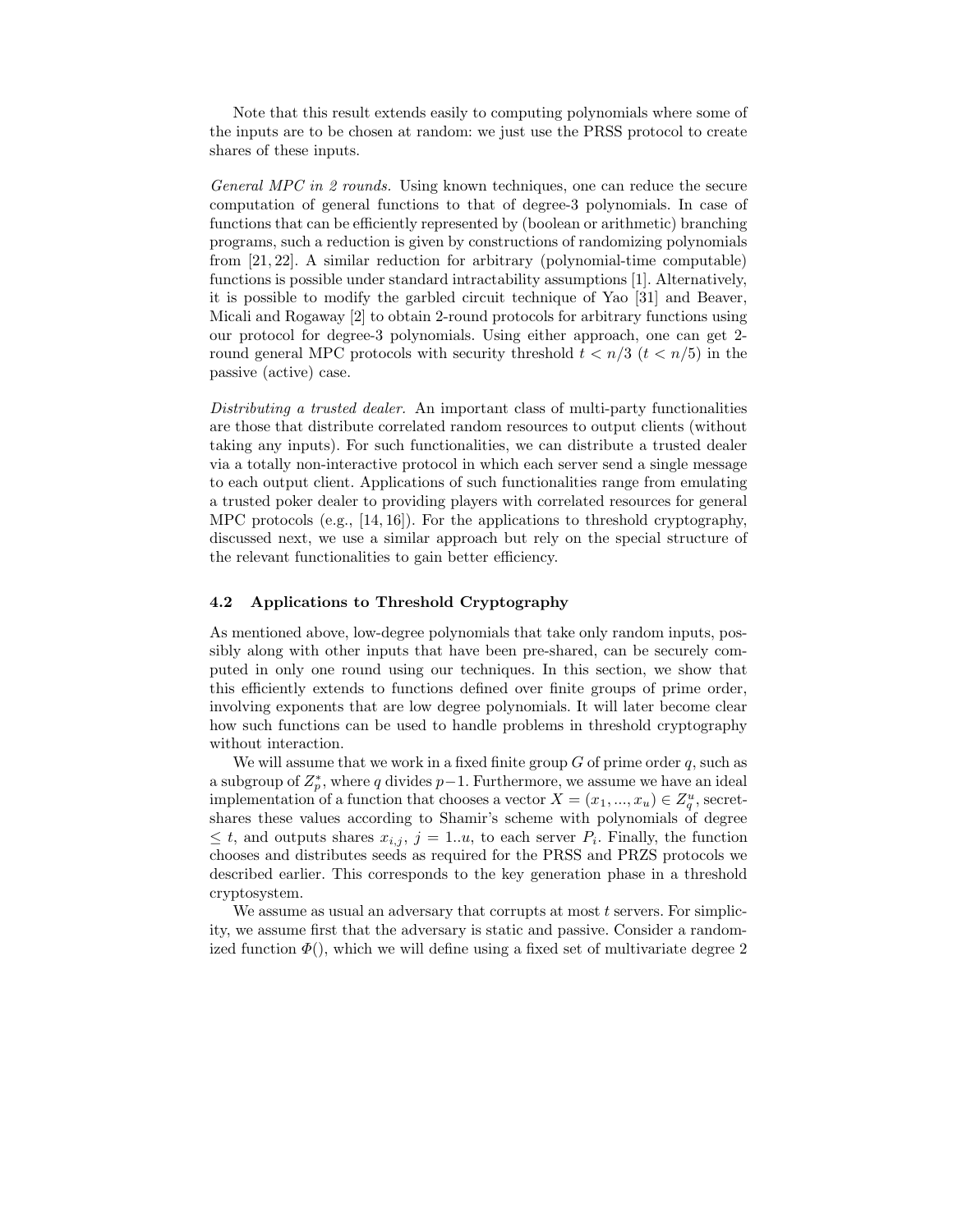Note that this result extends easily to computing polynomials where some of the inputs are to be chosen at random: we just use the PRSS protocol to create shares of these inputs.

*General MPC in 2 rounds.* Using known techniques, one can reduce the secure computation of general functions to that of degree-3 polynomials. In case of functions that can be efficiently represented by (boolean or arithmetic) branching programs, such a reduction is given by constructions of randomizing polynomials from [21, 22]. A similar reduction for arbitrary (polynomial-time computable) functions is possible under standard intractability assumptions [1]. Alternatively, it is possible to modify the garbled circuit technique of Yao [31] and Beaver, Micali and Rogaway [2] to obtain 2-round protocols for arbitrary functions using our protocol for degree-3 polynomials. Using either approach, one can get 2-round general MPC protocols with security threshold $t < n/3$ ($t < n/5$) in the passive (active) case.

*Distributing a trusted dealer.* An important class of multi-party functionalities are those that distribute correlated random resources to output clients (without taking any inputs). For such functionalities, we can distribute a trusted dealer via a totally non-interactive protocol in which each server send a single message to each output client. Applications of such functionalities range from emulating a trusted poker dealer to providing players with correlated resources for general MPC protocols (e.g., [14, 16]). For the applications to threshold cryptography, discussed next, we use a similar approach but rely on the special structure of the relevant functionalities to gain better efficiency.

### 4.2 Applications to Threshold Cryptography

As mentioned above, low-degree polynomials that take only random inputs, possibly along with other inputs that have been pre-shared, can be securely computed in only one round using our techniques. In this section, we show that this efficiently extends to functions defined over finite groups of prime order, involving exponents that are low degree polynomials. It will later become clear how such functions can be used to handle problems in threshold cryptography without interaction.

We will assume that we work in a fixed finite group $G$ of prime order $q$, such as a subgroup of $Z_p^*$, where $q$ divides $p-1$. Furthermore, we assume we have an ideal implementation of a function that chooses a vector $X = (x_1, ..., x_u) \in Z_q^u$, secret-shares these values according to Shamir's scheme with polynomials of degree $\leq t$, and outputs shares $x_{i,j}$, $j = 1..u$, to each server $P_i$. Finally, the function chooses and distributes seeds as required for the PRSS and PRZS protocols we described earlier. This corresponds to the key generation phase in a threshold cryptosystem.

We assume as usual an adversary that corrupts at most $t$ servers. For simplicity, we assume first that the adversary is static and passive. Consider a randomized function $\Phi()$, which we will define using a fixed set of multivariate degree 2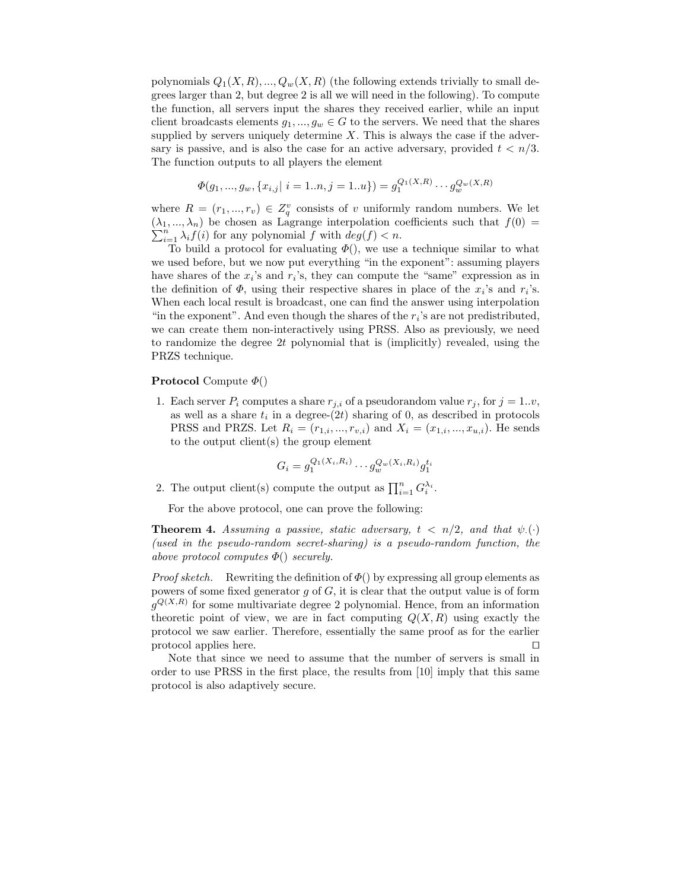polynomials $Q_1(X,R),...,Q_w(X,R)$ (the following extends trivially to small degrees larger than 2, but degree 2 is all we will need in the following). To compute the function, all servers input the shares they received earlier, while an input client broadcasts elements $g_1,...,g_w \in G$ to the servers. We need that the shares supplied by servers uniquely determine $X$. This is always the case if the adversary is passive, and is also the case for an active adversary, provided $t < n/3$. The function outputs to all players the element

$$\Phi(g_1,...,g_w,\{x_{i,j}|\ i=1..n, j=1..u\}) = g_1^{Q_1(X,R)} \cdots g_w^{Q_w(X,R)}$$

where $R=(r_1,...,r_v) \in Z_q^v$ consists of $v$ uniformly random numbers. We let $(\lambda_1,...,\lambda_n)$ be chosen as Lagrange interpolation coefficients such that $f(0) = \sum_{i=1}^n \lambda_i f(i)$ for any polynomial $f$ with $deg(f) < n$.

To build a protocol for evaluating $\Phi()$, we use a technique similar to what we used before, but we now put everything "in the exponent": assuming players have shares of the $x_i$'s and $r_i$'s, they can compute the "same" expression as in the definition of $\Phi$, using their respective shares in place of the $x_i$'s and $r_i$'s. When each local result is broadcast, one can find the answer using interpolation "in the exponent". And even though the shares of the $r_i$'s are not predistributed, we can create them non-interactively using PRSS. Also as previously, we need to randomize the degree $2t$ polynomial that is (implicitly) revealed, using the PRZS technique.

**Protocol** Compute $\Phi()$

1. Each server $P_i$ computes a share $r_{j,i}$ of a pseudorandom value $r_j$, for $j=1..v$, as well as a share $t_i$ in a degree-$(2t)$ sharing of 0, as described in protocols PRSS and PRZS. Let $R_i = (r_{1,i},...,r_{v,i})$ and $X_i = (x_{1,i},...,x_{u,i})$. He sends to the output client(s) the group element

$$G_i = g_1^{Q_1(X_i,R_i)} \cdots g_w^{Q_w(X_i,R_i)} g_1^{t_i}$$

2. The output client(s) compute the output as $\prod_{i=1}^n G_i^{\lambda_i}$.

For the above protocol, one can prove the following:

**Theorem 4.** *Assuming a passive, static adversary, $t < n/2$, and that $\psi.(\cdot)$ (used in the pseudo-random secret-sharing) is a pseudo-random function, the above protocol computes $\Phi()$ securely.*

*Proof sketch.* Rewriting the definition of $\Phi()$ by expressing all group elements as powers of some fixed generator $g$ of $G$, it is clear that the output value is of form $g^{Q(X,R)}$ for some multivariate degree 2 polynomial. Hence, from an information theoretic point of view, we are in fact computing $Q(X,R)$ using exactly the protocol we saw earlier. Therefore, essentially the same proof as for the earlier protocol applies here. □

Note that since we need to assume that the number of servers is small in order to use PRSS in the first place, the results from [10] imply that this same protocol is also adaptively secure.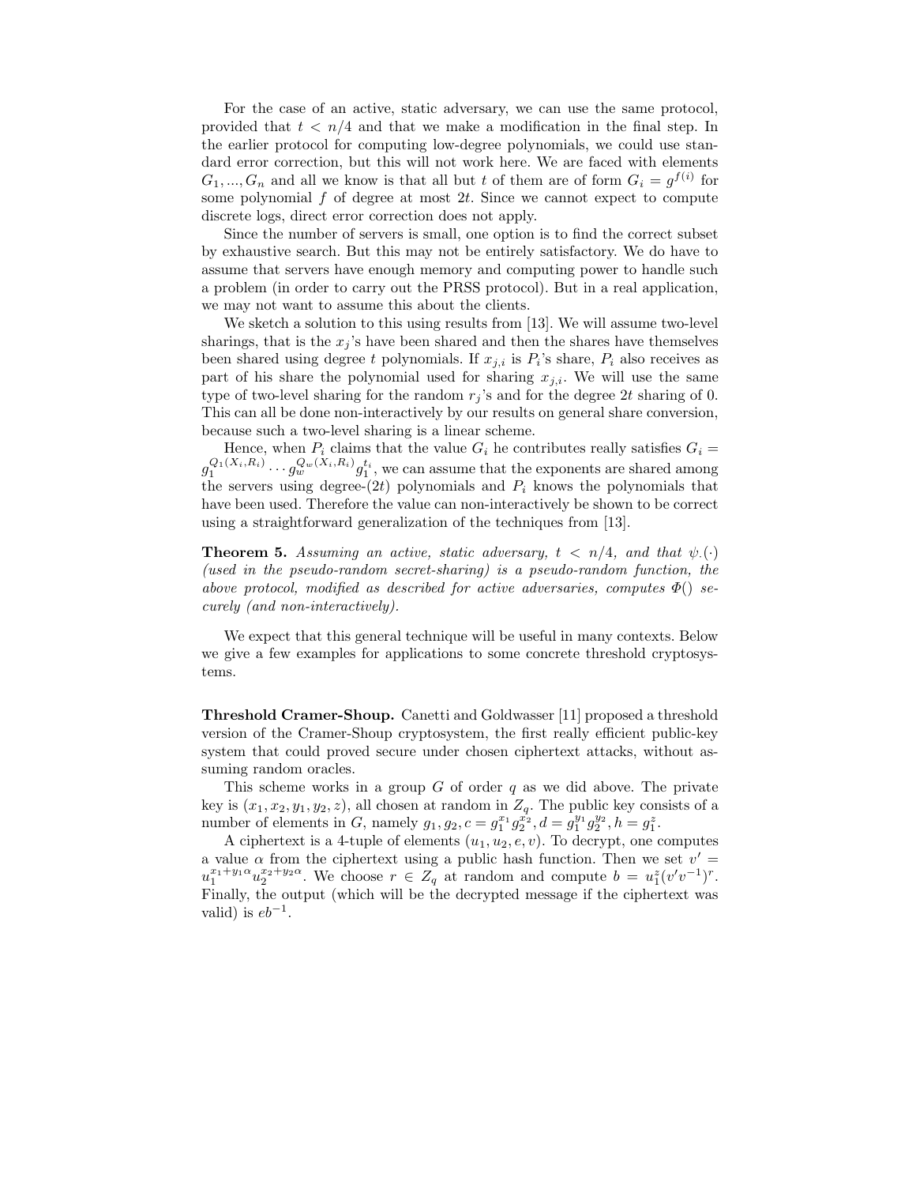For the case of an active, static adversary, we can use the same protocol, provided that $t < n/4$ and that we make a modification in the final step. In the earlier protocol for computing low-degree polynomials, we could use standard error correction, but this will not work here. We are faced with elements $G_1, ..., G_n$ and all we know is that all but $t$ of them are of form $G_i = g^{f(i)}$ for some polynomial $f$ of degree at most $2t$. Since we cannot expect to compute discrete logs, direct error correction does not apply.

Since the number of servers is small, one option is to find the correct subset by exhaustive search. But this may not be entirely satisfactory. We do have to assume that servers have enough memory and computing power to handle such a problem (in order to carry out the PRSS protocol). But in a real application, we may not want to assume this about the clients.

We sketch a solution to this using results from [13]. We will assume two-level sharings, that is the $x_j$'s have been shared and then the shares have themselves been shared using degree $t$ polynomials. If $x_{j,i}$ is $P_i$'s share, $P_i$ also receives as part of his share the polynomial used for sharing $x_{j,i}$. We will use the same type of two-level sharing for the random $r_j$'s and for the degree $2t$ sharing of 0. This can all be done non-interactively by our results on general share conversion, because such a two-level sharing is a linear scheme.

Hence, when $P_i$ claims that the value $G_i$ he contributes really satisfies $G_i = g_1^{Q_1(X_i,R_i)} \cdots g_w^{Q_w(X_i,R_i)} g_1^{t_i}$, we can assume that the exponents are shared among the servers using degree-$(2t)$ polynomials and $P_i$ knows the polynomials that have been used. Therefore the value can non-interactively be shown to be correct using a straightforward generalization of the techniques from [13].

**Theorem 5.** *Assuming an active, static adversary, $t < n/4$, and that $\psi.(\cdot)$ (used in the pseudo-random secret-sharing) is a pseudo-random function, the above protocol, modified as described for active adversaries, computes $\Phi()$ securely (and non-interactively).*

We expect that this general technique will be useful in many contexts. Below we give a few examples for applications to some concrete threshold cryptosystems.

**Threshold Cramer-Shoup.** Canetti and Goldwasser [11] proposed a threshold version of the Cramer-Shoup cryptosystem, the first really efficient public-key system that could proved secure under chosen ciphertext attacks, without assuming random oracles.

This scheme works in a group $G$ of order $q$ as we did above. The private key is $(x_1, x_2, y_1, y_2, z)$, all chosen at random in $Z_q$. The public key consists of a number of elements in $G$, namely $g_1, g_2, c = g_1^{x_1} g_2^{x_2}, d = g_1^{y_1} g_2^{y_2}, h = g_1^{z}$.

A ciphertext is a 4-tuple of elements $(u_1, u_2, e, v)$. To decrypt, one computes a value $\alpha$ from the ciphertext using a public hash function. Then we set $v' = u_1^{x_1+y_1\alpha} u_2^{x_2+y_2\alpha}$. We choose $r \in Z_q$ at random and compute $b = u_1^{z}(v'v^{-1})^{r}$. Finally, the output (which will be the decrypted message if the ciphertext was valid) is $eb^{-1}$.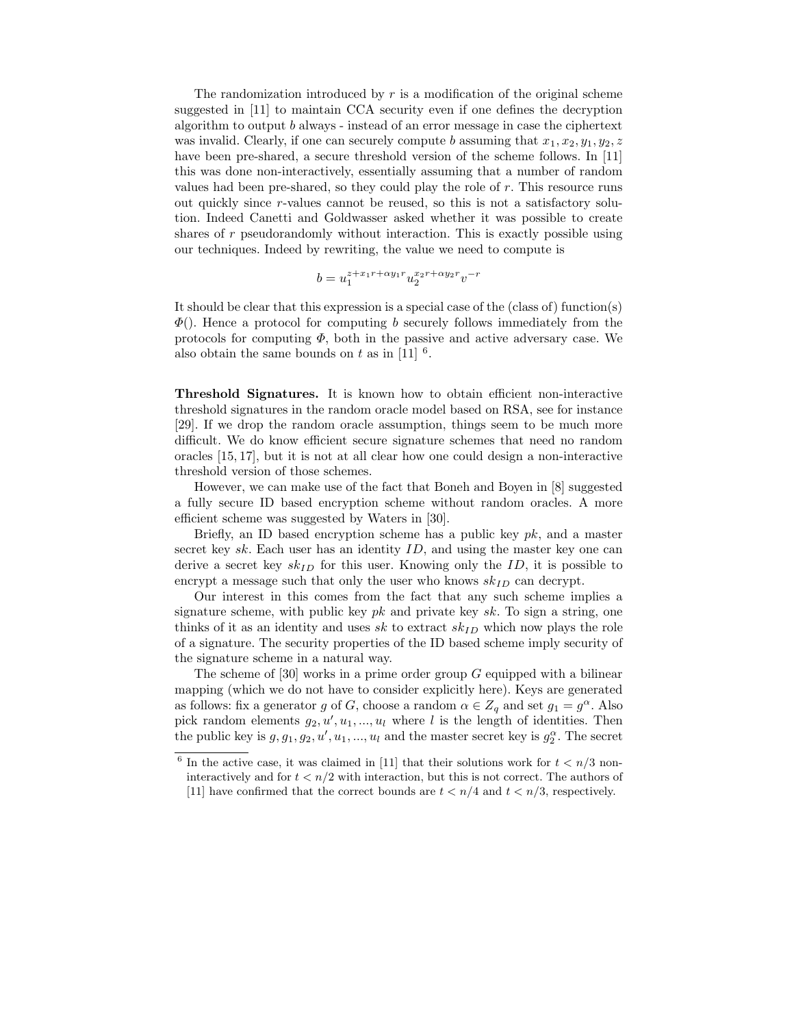The randomization introduced by $r$ is a modification of the original scheme suggested in [11] to maintain CCA security even if one defines the decryption algorithm to output $b$ always - instead of an error message in case the ciphertext was invalid. Clearly, if one can securely compute $b$ assuming that $x_1, x_2, y_1, y_2, z$ have been pre-shared, a secure threshold version of the scheme follows. In [11] this was done non-interactively, essentially assuming that a number of random values had been pre-shared, so they could play the role of $r$. This resource runs out quickly since $r$-values cannot be reused, so this is not a satisfactory solution. Indeed Canetti and Goldwasser asked whether it was possible to create shares of $r$ pseudorandomly without interaction. This is exactly possible using our techniques. Indeed by rewriting, the value we need to compute is

$$b = u_1^{z+x_1r+\alpha y_1 r} u_2^{x_2 r+\alpha y_2 r} v^{-r}$$

It should be clear that this expression is a special case of the (class of) function(s) $\Phi()$. Hence a protocol for computing $b$ securely follows immediately from the protocols for computing $\Phi$, both in the passive and active adversary case. We also obtain the same bounds on $t$ as in [11] [6].

**Threshold Signatures.** It is known how to obtain efficient non-interactive threshold signatures in the random oracle model based on RSA, see for instance [29]. If we drop the random oracle assumption, things seem to be much more difficult. We do know efficient secure signature schemes that need no random oracles [15, 17], but it is not at all clear how one could design a non-interactive threshold version of those schemes.

However, we can make use of the fact that Boneh and Boyen in [8] suggested a fully secure ID based encryption scheme without random oracles. A more efficient scheme was suggested by Waters in [30].

Briefly, an ID based encryption scheme has a public key $pk$, and a master secret key $sk$. Each user has an identity $ID$, and using the master key one can derive a secret key $sk_{ID}$ for this user. Knowing only the $ID$, it is possible to encrypt a message such that only the user who knows $sk_{ID}$ can decrypt.

Our interest in this comes from the fact that any such scheme implies a signature scheme, with public key $pk$ and private key $sk$. To sign a string, one thinks of it as an identity and uses $sk$ to extract $sk_{ID}$ which now plays the role of a signature. The security properties of the ID based scheme imply security of the signature scheme in a natural way.

The scheme of [30] works in a prime order group $G$ equipped with a bilinear mapping (which we do not have to consider explicitly here). Keys are generated as follows: fix a generator $g$ of $G$, choose a random $\alpha \in Z_q$ and set $g_1 = g^\alpha$. Also pick random elements $g_2, u', u_1, ..., u_l$ where $l$ is the length of identities. Then the public key is $g, g_1, g_2, u', u_1, ..., u_l$ and the master secret key is $g_2^\alpha$. The secret

[6] In the active case, it was claimed in [11] that their solutions work for $t < n/3$ non-interactively and for $t < n/2$ with interaction, but this is not correct. The authors of [11] have confirmed that the correct bounds are $t < n/4$ and $t < n/3$, respectively.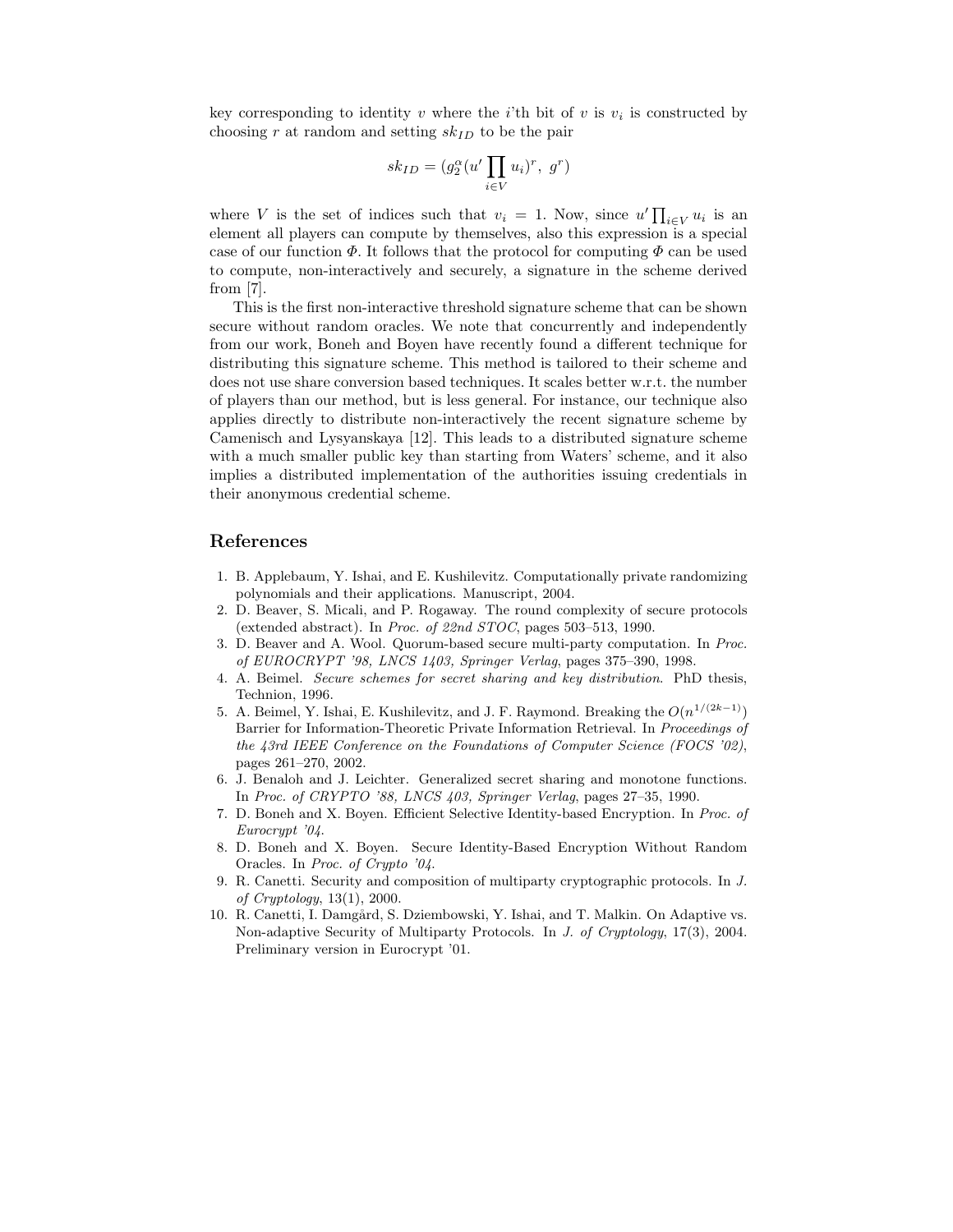key corresponding to identity $v$ where the $i$'th bit of $v$ is $v_i$ is constructed by choosing $r$ at random and setting $sk_{ID}$ to be the pair

$$sk_{ID} = (g_2^{\alpha}(u' \prod_{i \in V} u_i)^r, \; g^r)$$

where $V$ is the set of indices such that $v_i = 1$. Now, since $u' \prod_{i \in V} u_i$ is an element all players can compute by themselves, also this expression is a special case of our function $\Phi$. It follows that the protocol for computing $\Phi$ can be used to compute, non-interactively and securely, a signature in the scheme derived from [7].

This is the first non-interactive threshold signature scheme that can be shown secure without random oracles. We note that concurrently and independently from our work, Boneh and Boyen have recently found a different technique for distributing this signature scheme. This method is tailored to their scheme and does not use share conversion based techniques. It scales better w.r.t. the number of players than our method, but is less general. For instance, our technique also applies directly to distribute non-interactively the recent signature scheme by Camenisch and Lysyanskaya [12]. This leads to a distributed signature scheme with a much smaller public key than starting from Waters' scheme, and it also implies a distributed implementation of the authorities issuing credentials in their anonymous credential scheme.

## References

1. B. Applebaum, Y. Ishai, and E. Kushilevitz. Computationally private randomizing polynomials and their applications. Manuscript, 2004.
2. D. Beaver, S. Micali, and P. Rogaway. The round complexity of secure protocols (extended abstract). In *Proc. of 22nd STOC*, pages 503–513, 1990.
3. D. Beaver and A. Wool. Quorum-based secure multi-party computation. In *Proc. of EUROCRYPT '98, LNCS 1403, Springer Verlag*, pages 375–390, 1998.
4. A. Beimel. *Secure schemes for secret sharing and key distribution*. PhD thesis, Technion, 1996.
5. A. Beimel, Y. Ishai, E. Kushilevitz, and J. F. Raymond. Breaking the $O(n^{1/(2k-1)})$ Barrier for Information-Theoretic Private Information Retrieval. In *Proceedings of the 43rd IEEE Conference on the Foundations of Computer Science (FOCS '02)*, pages 261–270, 2002.
6. J. Benaloh and J. Leichter. Generalized secret sharing and monotone functions. In *Proc. of CRYPTO '88, LNCS 403, Springer Verlag*, pages 27–35, 1990.
7. D. Boneh and X. Boyen. Efficient Selective Identity-based Encryption. In *Proc. of Eurocrypt '04*.
8. D. Boneh and X. Boyen. Secure Identity-Based Encryption Without Random Oracles. In *Proc. of Crypto '04*.
9. R. Canetti. Security and composition of multiparty cryptographic protocols. In *J. of Cryptology*, 13(1), 2000.
10. R. Canetti, I. Damgård, S. Dziembowski, Y. Ishai, and T. Malkin. On Adaptive vs. Non-adaptive Security of Multiparty Protocols. In *J. of Cryptology*, 17(3), 2004. Preliminary version in Eurocrypt '01.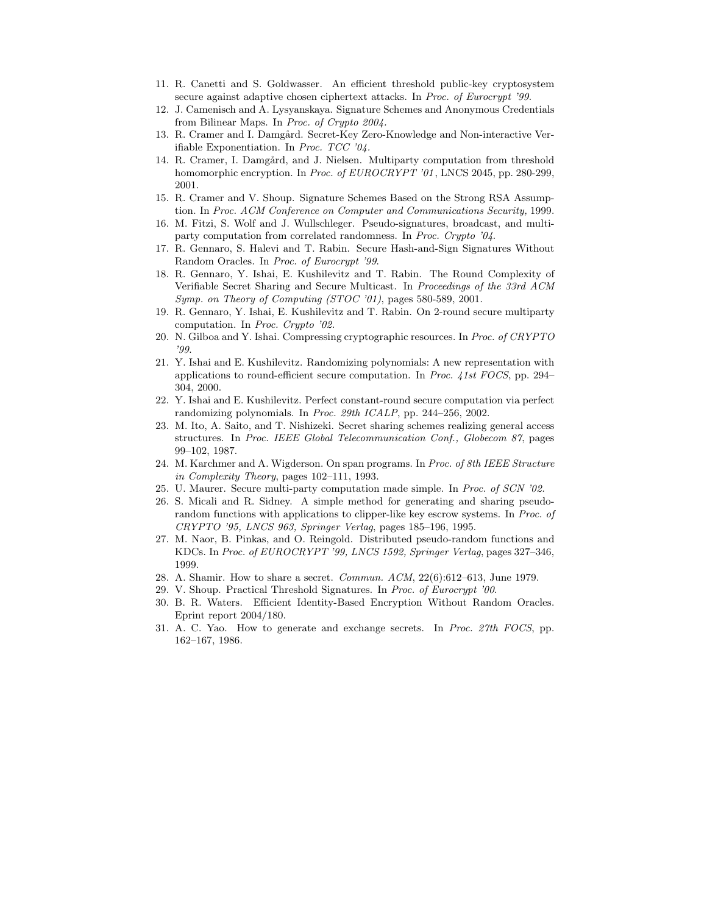11. R. Canetti and S. Goldwasser. An efficient threshold public-key cryptosystem secure against adaptive chosen ciphertext attacks. In *Proc. of Eurocrypt '99*.
12. J. Camenisch and A. Lysyanskaya. Signature Schemes and Anonymous Credentials from Bilinear Maps. In *Proc. of Crypto 2004*.
13. R. Cramer and I. Damgård. Secret-Key Zero-Knowledge and Non-interactive Verifiable Exponentiation. In *Proc. TCC '04*.
14. R. Cramer, I. Damgård, and J. Nielsen. Multiparty computation from threshold homomorphic encryption. In *Proc. of EUROCRYPT '01*, LNCS 2045, pp. 280-299, 2001.
15. R. Cramer and V. Shoup. Signature Schemes Based on the Strong RSA Assumption. In *Proc. ACM Conference on Computer and Communications Security,* 1999.
16. M. Fitzi, S. Wolf and J. Wullschleger. Pseudo-signatures, broadcast, and multiparty computation from correlated randomness. In *Proc. Crypto '04*.
17. R. Gennaro, S. Halevi and T. Rabin. Secure Hash-and-Sign Signatures Without Random Oracles. In *Proc. of Eurocrypt '99*.
18. R. Gennaro, Y. Ishai, E. Kushilevitz and T. Rabin. The Round Complexity of Verifiable Secret Sharing and Secure Multicast. In *Proceedings of the 33rd ACM Symp. on Theory of Computing (STOC '01)*, pages 580-589, 2001.
19. R. Gennaro, Y. Ishai, E. Kushilevitz and T. Rabin. On 2-round secure multiparty computation. In *Proc. Crypto '02*.
20. N. Gilboa and Y. Ishai. Compressing cryptographic resources. In *Proc. of CRYPTO '99*.
21. Y. Ishai and E. Kushilevitz. Randomizing polynomials: A new representation with applications to round-efficient secure computation. In *Proc. 41st FOCS*, pp. 294–304, 2000.
22. Y. Ishai and E. Kushilevitz. Perfect constant-round secure computation via perfect randomizing polynomials. In *Proc. 29th ICALP*, pp. 244–256, 2002.
23. M. Ito, A. Saito, and T. Nishizeki. Secret sharing schemes realizing general access structures. In *Proc. IEEE Global Telecommunication Conf., Globecom 87*, pages 99–102, 1987.
24. M. Karchmer and A. Wigderson. On span programs. In *Proc. of 8th IEEE Structure in Complexity Theory*, pages 102–111, 1993.
25. U. Maurer. Secure multi-party computation made simple. In *Proc. of SCN '02*.
26. S. Micali and R. Sidney. A simple method for generating and sharing pseudo-random functions with applications to clipper-like key escrow systems. In *Proc. of CRYPTO '95, LNCS 963, Springer Verlag*, pages 185–196, 1995.
27. M. Naor, B. Pinkas, and O. Reingold. Distributed pseudo-random functions and KDCs. In *Proc. of EUROCRYPT '99, LNCS 1592, Springer Verlag*, pages 327–346, 1999.
28. A. Shamir. How to share a secret. *Commun. ACM*, 22(6):612–613, June 1979.
29. V. Shoup. Practical Threshold Signatures. In *Proc. of Eurocrypt '00*.
30. B. R. Waters. Efficient Identity-Based Encryption Without Random Oracles. Eprint report 2004/180.
31. A. C. Yao. How to generate and exchange secrets. In *Proc. 27th FOCS*, pp. 162–167, 1986.